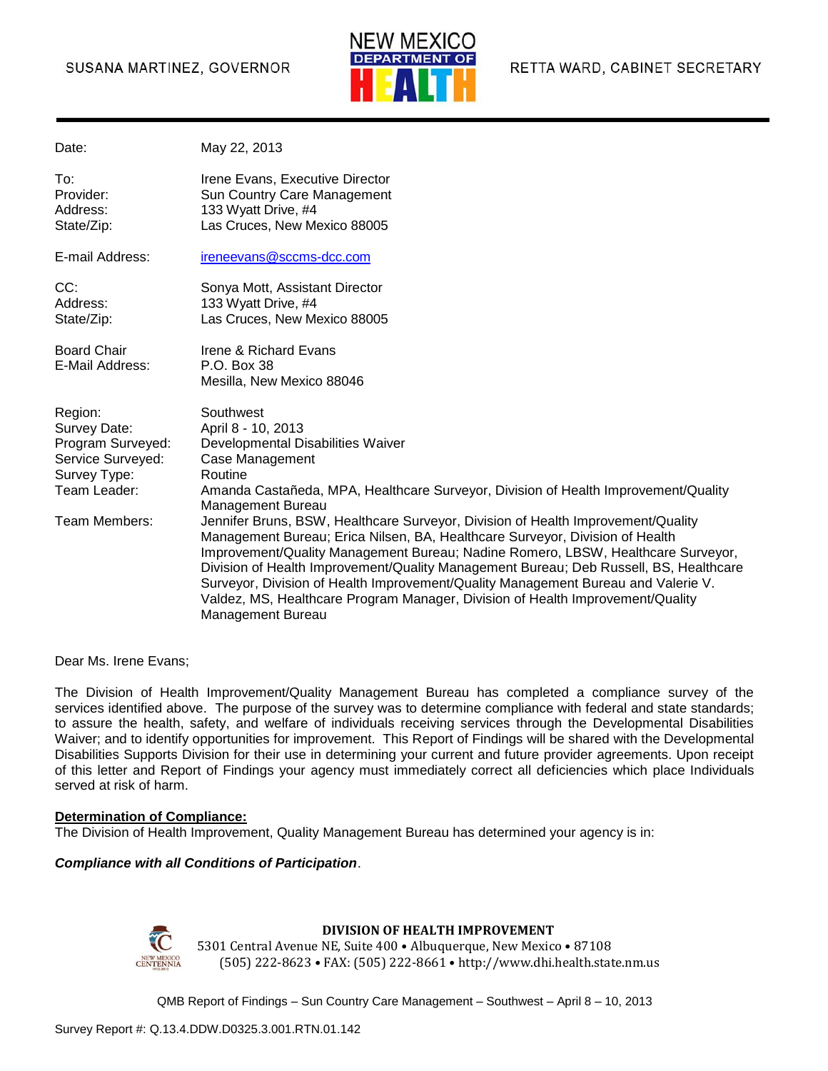SUSANA MARTINEZ, GOVERNOR

NEW MEXICO DEPARTMENT OF HEALTH

RETTA WARD, CABINET SECRETARY

| | |
|---|---|
| Date: | May 22, 2013 |
| To: | Irene Evans, Executive Director |
| Provider: | Sun Country Care Management |
| Address: | 133 Wyatt Drive, #4 |
| State/Zip: | Las Cruces, New Mexico 88005 |
| E-mail Address: | ireneevans@sccms-dcc.com |
| CC: | Sonya Mott, Assistant Director |
| Address: | 133 Wyatt Drive, #4 |
| State/Zip: | Las Cruces, New Mexico 88005 |
| Board Chair | Irene & Richard Evans |
| E-Mail Address: | P.O. Box 38<br>Mesilla, New Mexico 88046 |
| Region: | Southwest |
| Survey Date: | April 8 - 10, 2013 |
| Program Surveyed: | Developmental Disabilities Waiver |
| Service Surveyed: | Case Management |
| Survey Type: | Routine |
| Team Leader: | Amanda Castañeda, MPA, Healthcare Surveyor, Division of Health Improvement/Quality Management Bureau |
| Team Members: | Jennifer Bruns, BSW, Healthcare Surveyor, Division of Health Improvement/Quality Management Bureau; Erica Nilsen, BA, Healthcare Surveyor, Division of Health Improvement/Quality Management Bureau; Nadine Romero, LBSW, Healthcare Surveyor, Division of Health Improvement/Quality Management Bureau; Deb Russell, BS, Healthcare Surveyor, Division of Health Improvement/Quality Management Bureau and Valerie V. Valdez, MS, Healthcare Program Manager, Division of Health Improvement/Quality Management Bureau |

Dear Ms. Irene Evans;

The Division of Health Improvement/Quality Management Bureau has completed a compliance survey of the services identified above. The purpose of the survey was to determine compliance with federal and state standards; to assure the health, safety, and welfare of individuals receiving services through the Developmental Disabilities Waiver; and to identify opportunities for improvement. This Report of Findings will be shared with the Developmental Disabilities Supports Division for their use in determining your current and future provider agreements. Upon receipt of this letter and Report of Findings your agency must immediately correct all deficiencies which place Individuals served at risk of harm.

**Determination of Compliance:**

The Division of Health Improvement, Quality Management Bureau has determined your agency is in:

***Compliance with all Conditions of Participation***.

**DIVISION OF HEALTH IMPROVEMENT**

5301 Central Avenue NE, Suite 400 • Albuquerque, New Mexico • 87108

(505) 222-8623 • FAX: (505) 222-8661 • http://www.dhi.health.state.nm.us

Survey Report #: Q.13.4.DDW.D0325.3.001.RTN.01.142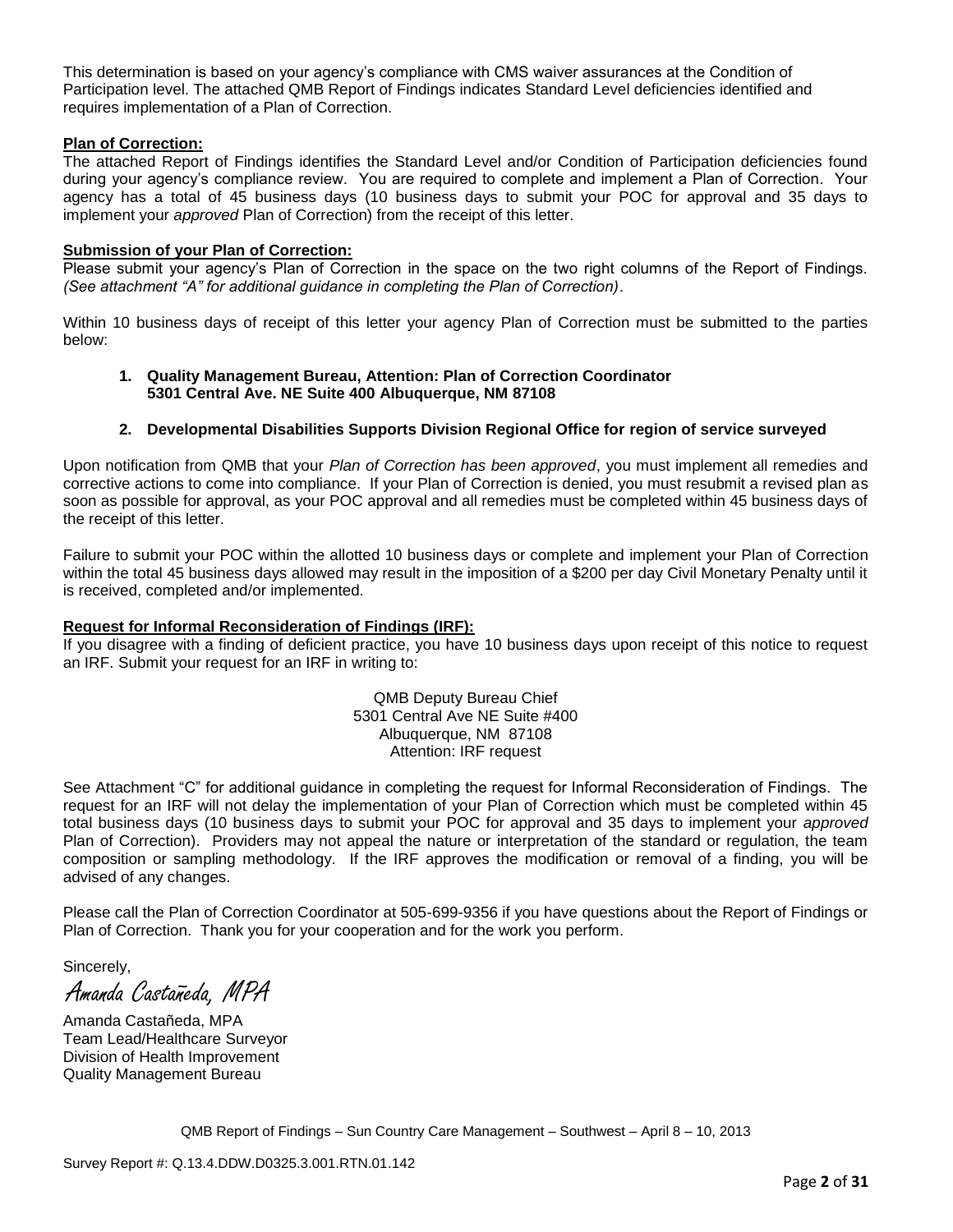This determination is based on your agency's compliance with CMS waiver assurances at the Condition of Participation level. The attached QMB Report of Findings indicates Standard Level deficiencies identified and requires implementation of a Plan of Correction.

**Plan of Correction:**
The attached Report of Findings identifies the Standard Level and/or Condition of Participation deficiencies found during your agency's compliance review. You are required to complete and implement a Plan of Correction. Your agency has a total of 45 business days (10 business days to submit your POC for approval and 35 days to implement your *approved* Plan of Correction) from the receipt of this letter.

**Submission of your Plan of Correction:**
Please submit your agency's Plan of Correction in the space on the two right columns of the Report of Findings. *(See attachment "A" for additional guidance in completing the Plan of Correction)*.

Within 10 business days of receipt of this letter your agency Plan of Correction must be submitted to the parties below:

1. **Quality Management Bureau, Attention: Plan of Correction Coordinator 5301 Central Ave. NE Suite 400 Albuquerque, NM 87108**

2. **Developmental Disabilities Supports Division Regional Office for region of service surveyed**

Upon notification from QMB that your *Plan of Correction has been approved*, you must implement all remedies and corrective actions to come into compliance. If your Plan of Correction is denied, you must resubmit a revised plan as soon as possible for approval, as your POC approval and all remedies must be completed within 45 business days of the receipt of this letter.

Failure to submit your POC within the allotted 10 business days or complete and implement your Plan of Correction within the total 45 business days allowed may result in the imposition of a $200 per day Civil Monetary Penalty until it is received, completed and/or implemented.

**Request for Informal Reconsideration of Findings (IRF):**
If you disagree with a finding of deficient practice, you have 10 business days upon receipt of this notice to request an IRF. Submit your request for an IRF in writing to:

QMB Deputy Bureau Chief
5301 Central Ave NE Suite #400
Albuquerque, NM 87108
Attention: IRF request

See Attachment "C" for additional guidance in completing the request for Informal Reconsideration of Findings. The request for an IRF will not delay the implementation of your Plan of Correction which must be completed within 45 total business days (10 business days to submit your POC for approval and 35 days to implement your *approved* Plan of Correction). Providers may not appeal the nature or interpretation of the standard or regulation, the team composition or sampling methodology. If the IRF approves the modification or removal of a finding, you will be advised of any changes.

Please call the Plan of Correction Coordinator at 505-699-9356 if you have questions about the Report of Findings or Plan of Correction. Thank you for your cooperation and for the work you perform.

Sincerely,

*Amanda Castañeda, MPA*

Amanda Castañeda, MPA
Team Lead/Healthcare Surveyor
Division of Health Improvement
Quality Management Bureau

QMB Report of Findings – Sun Country Care Management – Southwest – April 8 – 10, 2013

Survey Report #: Q.13.4.DDW.D0325.3.001.RTN.01.142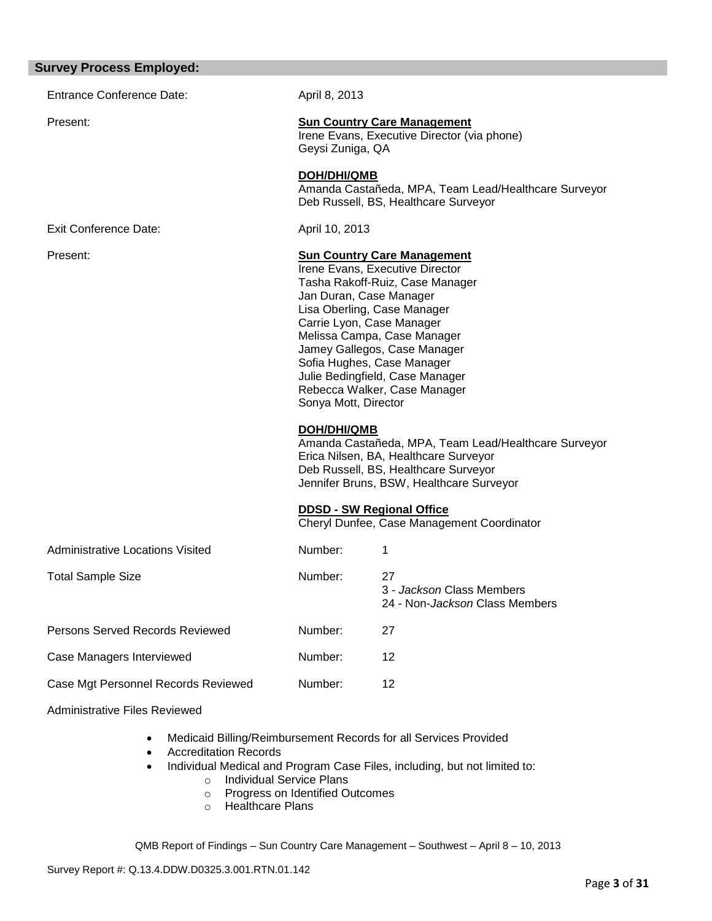## Survey Process Employed:

Entrance Conference Date: April 8, 2013

Present:

**Sun Country Care Management**
Irene Evans, Executive Director (via phone)
Geysi Zuniga, QA

**DOH/DHI/QMB**
Amanda Castañeda, MPA, Team Lead/Healthcare Surveyor
Deb Russell, BS, Healthcare Surveyor

Exit Conference Date: April 10, 2013

Present:

**Sun Country Care Management**
Irene Evans, Executive Director
Tasha Rakoff-Ruiz, Case Manager
Jan Duran, Case Manager
Lisa Oberling, Case Manager
Carrie Lyon, Case Manager
Melissa Campa, Case Manager
Jamey Gallegos, Case Manager
Sofia Hughes, Case Manager
Julie Bedingfield, Case Manager
Rebecca Walker, Case Manager
Sonya Mott, Director

**DOH/DHI/QMB**
Amanda Castañeda, MPA, Team Lead/Healthcare Surveyor
Erica Nilsen, BA, Healthcare Surveyor
Deb Russell, BS, Healthcare Surveyor
Jennifer Bruns, BSW, Healthcare Surveyor

**DDSD - SW Regional Office**
Cheryl Dunfee, Case Management Coordinator

| | | |
|---|---|---|
| Administrative Locations Visited | Number: | 1 |
| Total Sample Size | Number: | 27<br>3 - *Jackson* Class Members<br>24 - Non-*Jackson* Class Members |
| Persons Served Records Reviewed | Number: | 27 |
| Case Managers Interviewed | Number: | 12 |
| Case Mgt Personnel Records Reviewed | Number: | 12 |

Administrative Files Reviewed

- Medicaid Billing/Reimbursement Records for all Services Provided
- Accreditation Records
- Individual Medical and Program Case Files, including, but not limited to:
    - Individual Service Plans
    - Progress on Identified Outcomes
    - Healthcare Plans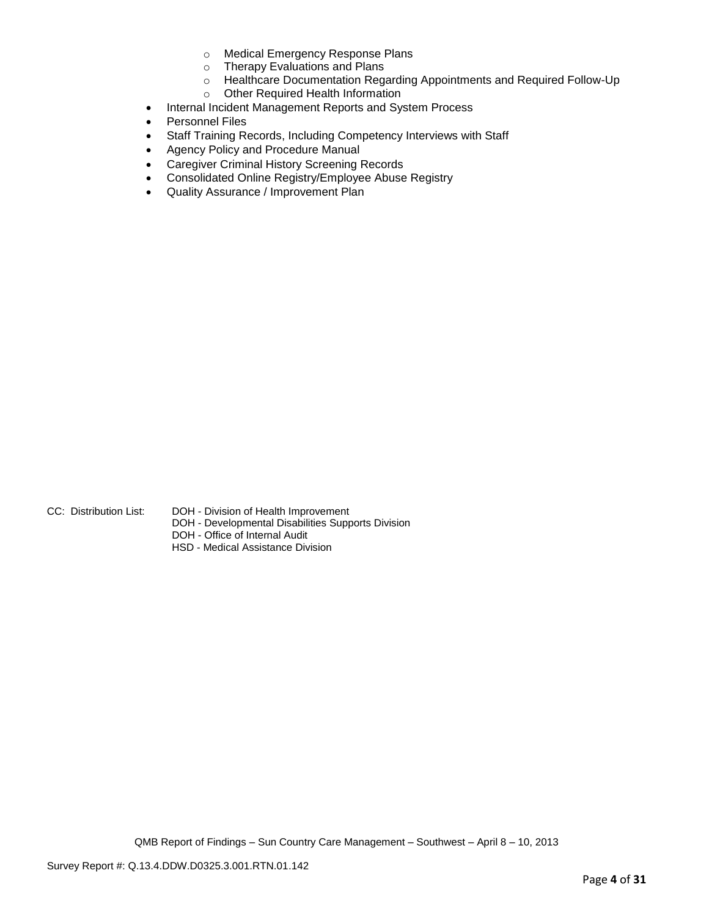- Medical Emergency Response Plans
  - Therapy Evaluations and Plans
  - Healthcare Documentation Regarding Appointments and Required Follow-Up
  - Other Required Health Information
- Internal Incident Management Reports and System Process
- Personnel Files
- Staff Training Records, Including Competency Interviews with Staff
- Agency Policy and Procedure Manual
- Caregiver Criminal History Screening Records
- Consolidated Online Registry/Employee Abuse Registry
- Quality Assurance / Improvement Plan

CC: Distribution List:
DOH - Division of Health Improvement
DOH - Developmental Disabilities Supports Division
DOH - Office of Internal Audit
HSD - Medical Assistance Division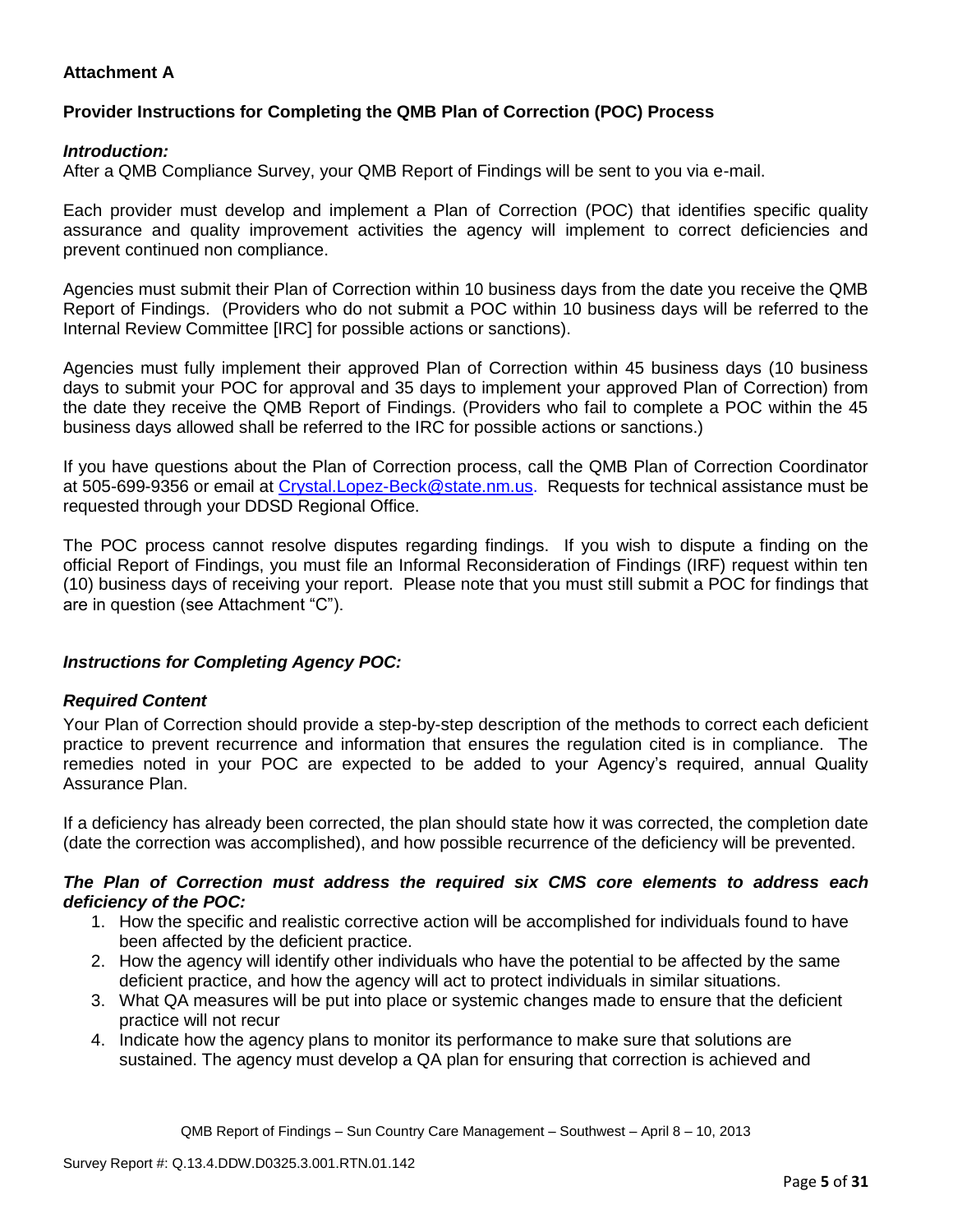## Attachment A

### Provider Instructions for Completing the QMB Plan of Correction (POC) Process

***Introduction:***

After a QMB Compliance Survey, your QMB Report of Findings will be sent to you via e-mail.

Each provider must develop and implement a Plan of Correction (POC) that identifies specific quality assurance and quality improvement activities the agency will implement to correct deficiencies and prevent continued non compliance.

Agencies must submit their Plan of Correction within 10 business days from the date you receive the QMB Report of Findings. (Providers who do not submit a POC within 10 business days will be referred to the Internal Review Committee [IRC] for possible actions or sanctions).

Agencies must fully implement their approved Plan of Correction within 45 business days (10 business days to submit your POC for approval and 35 days to implement your approved Plan of Correction) from the date they receive the QMB Report of Findings. (Providers who fail to complete a POC within the 45 business days allowed shall be referred to the IRC for possible actions or sanctions.)

If you have questions about the Plan of Correction process, call the QMB Plan of Correction Coordinator at 505-699-9356 or email at Crystal.Lopez-Beck@state.nm.us. Requests for technical assistance must be requested through your DDSD Regional Office.

The POC process cannot resolve disputes regarding findings. If you wish to dispute a finding on the official Report of Findings, you must file an Informal Reconsideration of Findings (IRF) request within ten (10) business days of receiving your report. Please note that you must still submit a POC for findings that are in question (see Attachment "C").

***Instructions for Completing Agency POC:***

***Required Content***

Your Plan of Correction should provide a step-by-step description of the methods to correct each deficient practice to prevent recurrence and information that ensures the regulation cited is in compliance. The remedies noted in your POC are expected to be added to your Agency's required, annual Quality Assurance Plan.

If a deficiency has already been corrected, the plan should state how it was corrected, the completion date (date the correction was accomplished), and how possible recurrence of the deficiency will be prevented.

***The Plan of Correction must address the required six CMS core elements to address each deficiency of the POC:***

1. How the specific and realistic corrective action will be accomplished for individuals found to have been affected by the deficient practice.
2. How the agency will identify other individuals who have the potential to be affected by the same deficient practice, and how the agency will act to protect individuals in similar situations.
3. What QA measures will be put into place or systemic changes made to ensure that the deficient practice will not recur
4. Indicate how the agency plans to monitor its performance to make sure that solutions are sustained. The agency must develop a QA plan for ensuring that correction is achieved and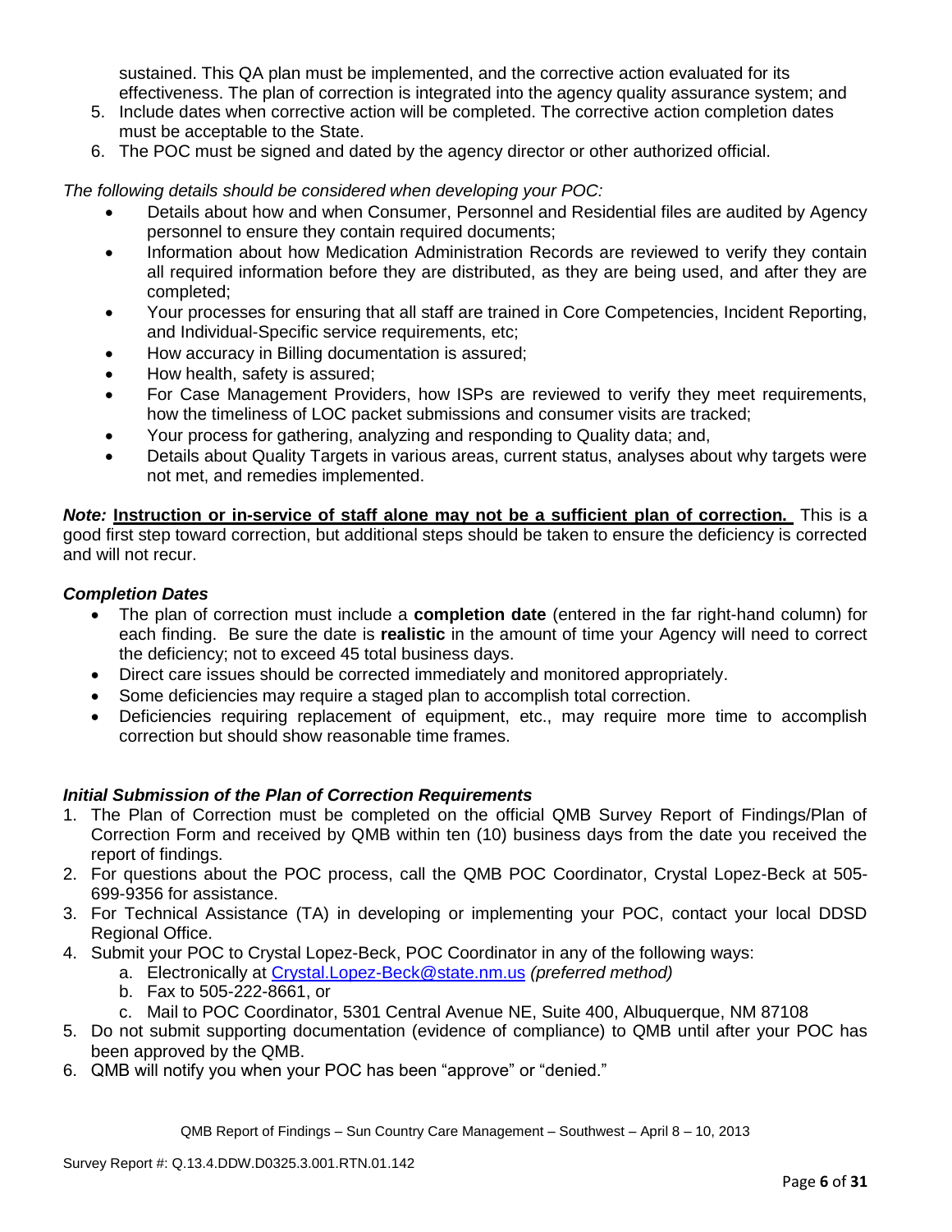sustained. This QA plan must be implemented, and the corrective action evaluated for its effectiveness. The plan of correction is integrated into the agency quality assurance system; and

5. Include dates when corrective action will be completed. The corrective action completion dates must be acceptable to the State.
6. The POC must be signed and dated by the agency director or other authorized official.

*The following details should be considered when developing your POC:*

- Details about how and when Consumer, Personnel and Residential files are audited by Agency personnel to ensure they contain required documents;
- Information about how Medication Administration Records are reviewed to verify they contain all required information before they are distributed, as they are being used, and after they are completed;
- Your processes for ensuring that all staff are trained in Core Competencies, Incident Reporting, and Individual-Specific service requirements, etc;
- How accuracy in Billing documentation is assured;
- How health, safety is assured;
- For Case Management Providers, how ISPs are reviewed to verify they meet requirements, how the timeliness of LOC packet submissions and consumer visits are tracked;
- Your process for gathering, analyzing and responding to Quality data; and,
- Details about Quality Targets in various areas, current status, analyses about why targets were not met, and remedies implemented.

***Note:*** **Instruction or in-service of staff alone may not be a sufficient plan of correction.** This is a good first step toward correction, but additional steps should be taken to ensure the deficiency is corrected and will not recur.

### *Completion Dates*

- The plan of correction must include a **completion date** (entered in the far right-hand column) for each finding. Be sure the date is **realistic** in the amount of time your Agency will need to correct the deficiency; not to exceed 45 total business days.
- Direct care issues should be corrected immediately and monitored appropriately.
- Some deficiencies may require a staged plan to accomplish total correction.
- Deficiencies requiring replacement of equipment, etc., may require more time to accomplish correction but should show reasonable time frames.

### *Initial Submission of the Plan of Correction Requirements*

1. The Plan of Correction must be completed on the official QMB Survey Report of Findings/Plan of Correction Form and received by QMB within ten (10) business days from the date you received the report of findings.
2. For questions about the POC process, call the QMB POC Coordinator, Crystal Lopez-Beck at 505-699-9356 for assistance.
3. For Technical Assistance (TA) in developing or implementing your POC, contact your local DDSD Regional Office.
4. Submit your POC to Crystal Lopez-Beck, POC Coordinator in any of the following ways:
   a. Electronically at Crystal.Lopez-Beck@state.nm.us *(preferred method)*
   b. Fax to 505-222-8661, or
   c. Mail to POC Coordinator, 5301 Central Avenue NE, Suite 400, Albuquerque, NM 87108
5. Do not submit supporting documentation (evidence of compliance) to QMB until after your POC has been approved by the QMB.
6. QMB will notify you when your POC has been "approve" or "denied."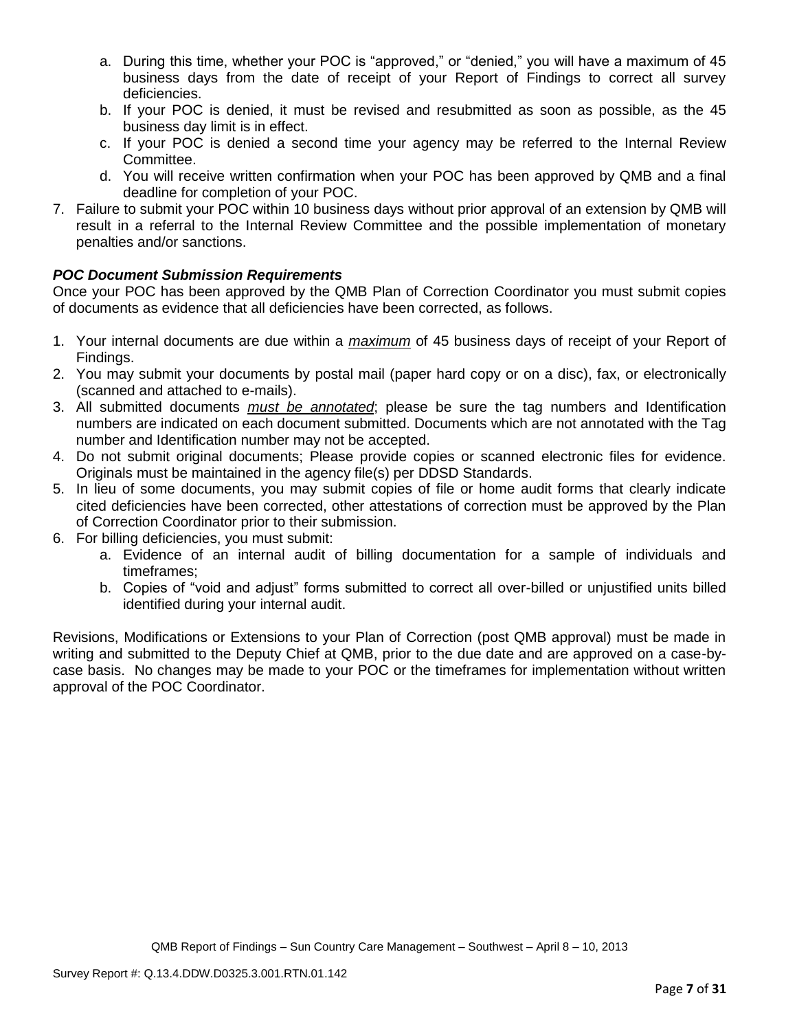a. During this time, whether your POC is "approved," or "denied," you will have a maximum of 45 business days from the date of receipt of your Report of Findings to correct all survey deficiencies.
   b. If your POC is denied, it must be revised and resubmitted as soon as possible, as the 45 business day limit is in effect.
   c. If your POC is denied a second time your agency may be referred to the Internal Review Committee.
   d. You will receive written confirmation when your POC has been approved by QMB and a final deadline for completion of your POC.
7. Failure to submit your POC within 10 business days without prior approval of an extension by QMB will result in a referral to the Internal Review Committee and the possible implementation of monetary penalties and/or sanctions.

***POC Document Submission Requirements***

Once your POC has been approved by the QMB Plan of Correction Coordinator you must submit copies of documents as evidence that all deficiencies have been corrected, as follows.

1. Your internal documents are due within a ***maximum*** of 45 business days of receipt of your Report of Findings.
2. You may submit your documents by postal mail (paper hard copy or on a disc), fax, or electronically (scanned and attached to e-mails).
3. All submitted documents ***must be annotated***; please be sure the tag numbers and Identification numbers are indicated on each document submitted. Documents which are not annotated with the Tag number and Identification number may not be accepted.
4. Do not submit original documents; Please provide copies or scanned electronic files for evidence. Originals must be maintained in the agency file(s) per DDSD Standards.
5. In lieu of some documents, you may submit copies of file or home audit forms that clearly indicate cited deficiencies have been corrected, other attestations of correction must be approved by the Plan of Correction Coordinator prior to their submission.
6. For billing deficiencies, you must submit:
   a. Evidence of an internal audit of billing documentation for a sample of individuals and timeframes;
   b. Copies of "void and adjust" forms submitted to correct all over-billed or unjustified units billed identified during your internal audit.

Revisions, Modifications or Extensions to your Plan of Correction (post QMB approval) must be made in writing and submitted to the Deputy Chief at QMB, prior to the due date and are approved on a case-by-case basis. No changes may be made to your POC or the timeframes for implementation without written approval of the POC Coordinator.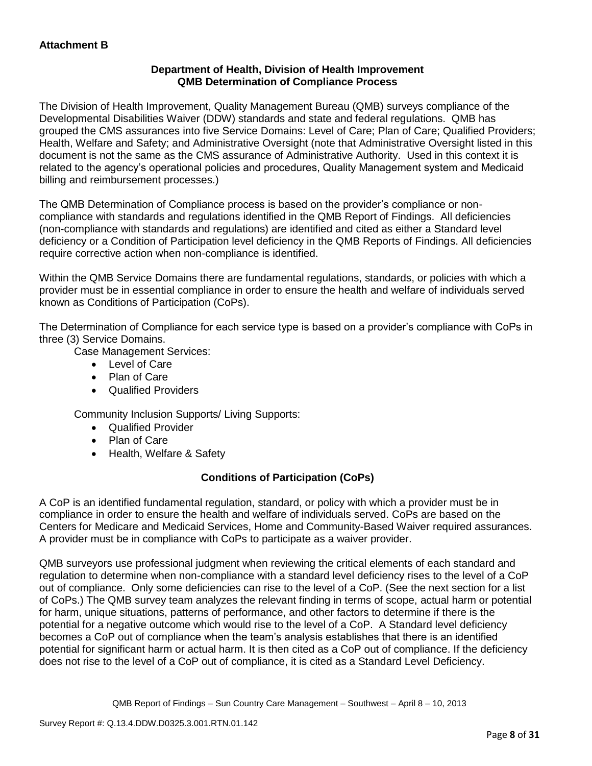**Attachment B**

**Department of Health, Division of Health Improvement**
**QMB Determination of Compliance Process**

The Division of Health Improvement, Quality Management Bureau (QMB) surveys compliance of the Developmental Disabilities Waiver (DDW) standards and state and federal regulations. QMB has grouped the CMS assurances into five Service Domains: Level of Care; Plan of Care; Qualified Providers; Health, Welfare and Safety; and Administrative Oversight (note that Administrative Oversight listed in this document is not the same as the CMS assurance of Administrative Authority. Used in this context it is related to the agency's operational policies and procedures, Quality Management system and Medicaid billing and reimbursement processes.)

The QMB Determination of Compliance process is based on the provider's compliance or non-compliance with standards and regulations identified in the QMB Report of Findings. All deficiencies (non-compliance with standards and regulations) are identified and cited as either a Standard level deficiency or a Condition of Participation level deficiency in the QMB Reports of Findings. All deficiencies require corrective action when non-compliance is identified.

Within the QMB Service Domains there are fundamental regulations, standards, or policies with which a provider must be in essential compliance in order to ensure the health and welfare of individuals served known as Conditions of Participation (CoPs).

The Determination of Compliance for each service type is based on a provider's compliance with CoPs in three (3) Service Domains.

Case Management Services:

- Level of Care
- Plan of Care
- Qualified Providers

Community Inclusion Supports/ Living Supports:

- Qualified Provider
- Plan of Care
- Health, Welfare & Safety

**Conditions of Participation (CoPs)**

A CoP is an identified fundamental regulation, standard, or policy with which a provider must be in compliance in order to ensure the health and welfare of individuals served. CoPs are based on the Centers for Medicare and Medicaid Services, Home and Community-Based Waiver required assurances. A provider must be in compliance with CoPs to participate as a waiver provider.

QMB surveyors use professional judgment when reviewing the critical elements of each standard and regulation to determine when non-compliance with a standard level deficiency rises to the level of a CoP out of compliance. Only some deficiencies can rise to the level of a CoP. (See the next section for a list of CoPs.) The QMB survey team analyzes the relevant finding in terms of scope, actual harm or potential for harm, unique situations, patterns of performance, and other factors to determine if there is the potential for a negative outcome which would rise to the level of a CoP. A Standard level deficiency becomes a CoP out of compliance when the team's analysis establishes that there is an identified potential for significant harm or actual harm. It is then cited as a CoP out of compliance. If the deficiency does not rise to the level of a CoP out of compliance, it is cited as a Standard Level Deficiency.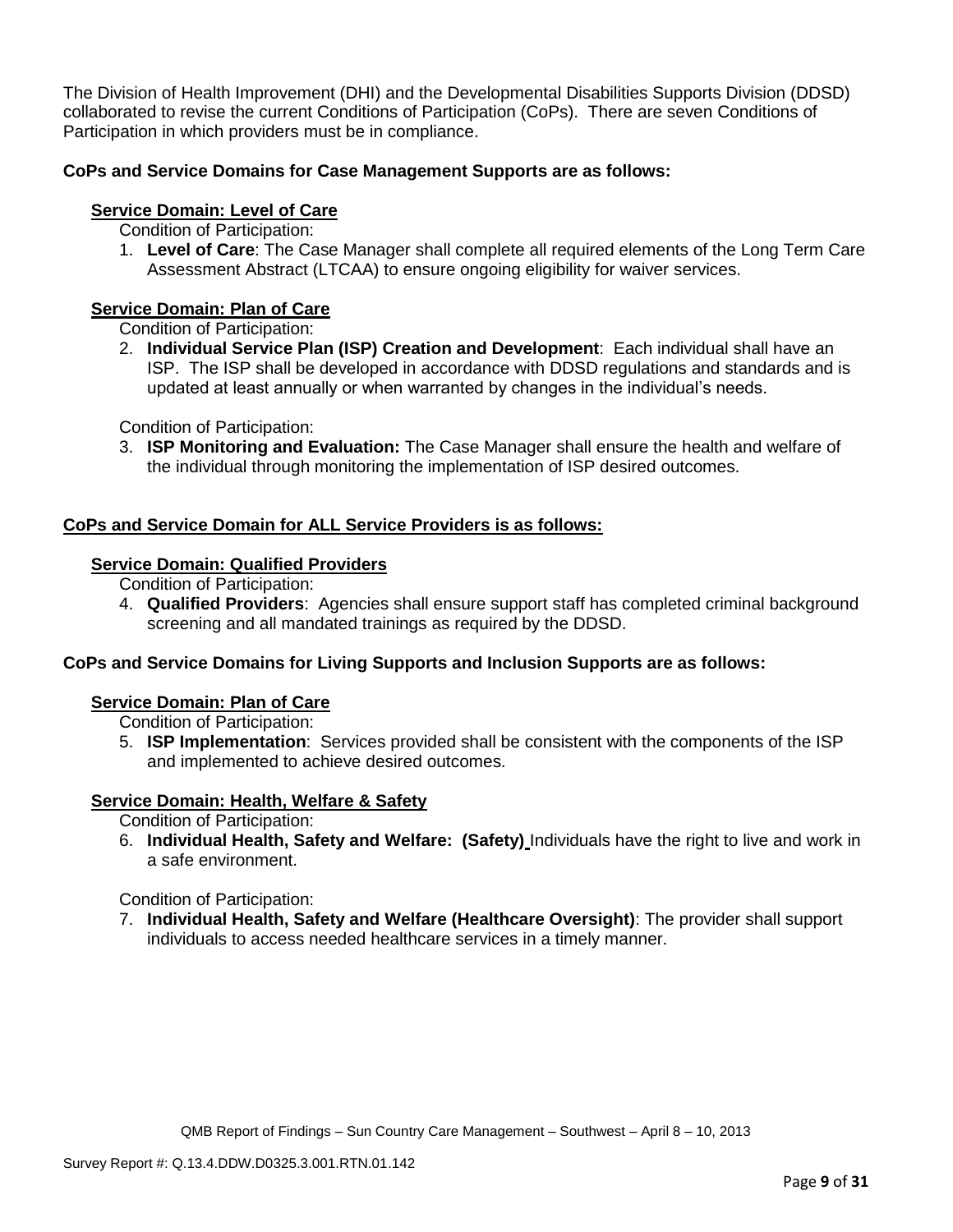The Division of Health Improvement (DHI) and the Developmental Disabilities Supports Division (DDSD) collaborated to revise the current Conditions of Participation (CoPs). There are seven Conditions of Participation in which providers must be in compliance.

**CoPs and Service Domains for Case Management Supports are as follows:**

**Service Domain: Level of Care**

Condition of Participation:

1. **Level of Care**: The Case Manager shall complete all required elements of the Long Term Care Assessment Abstract (LTCAA) to ensure ongoing eligibility for waiver services.

**Service Domain: Plan of Care**

Condition of Participation:

2. **Individual Service Plan (ISP) Creation and Development**: Each individual shall have an ISP. The ISP shall be developed in accordance with DDSD regulations and standards and is updated at least annually or when warranted by changes in the individual's needs.

Condition of Participation:

3. **ISP Monitoring and Evaluation:** The Case Manager shall ensure the health and welfare of the individual through monitoring the implementation of ISP desired outcomes.

**CoPs and Service Domain for ALL Service Providers is as follows:**

**Service Domain: Qualified Providers**

Condition of Participation:

4. **Qualified Providers**: Agencies shall ensure support staff has completed criminal background screening and all mandated trainings as required by the DDSD.

**CoPs and Service Domains for Living Supports and Inclusion Supports are as follows:**

**Service Domain: Plan of Care**

Condition of Participation:

5. **ISP Implementation**: Services provided shall be consistent with the components of the ISP and implemented to achieve desired outcomes.

**Service Domain: Health, Welfare & Safety**

Condition of Participation:

6. **Individual Health, Safety and Welfare: (Safety)** Individuals have the right to live and work in a safe environment.

Condition of Participation:

7. **Individual Health, Safety and Welfare (Healthcare Oversight)**: The provider shall support individuals to access needed healthcare services in a timely manner.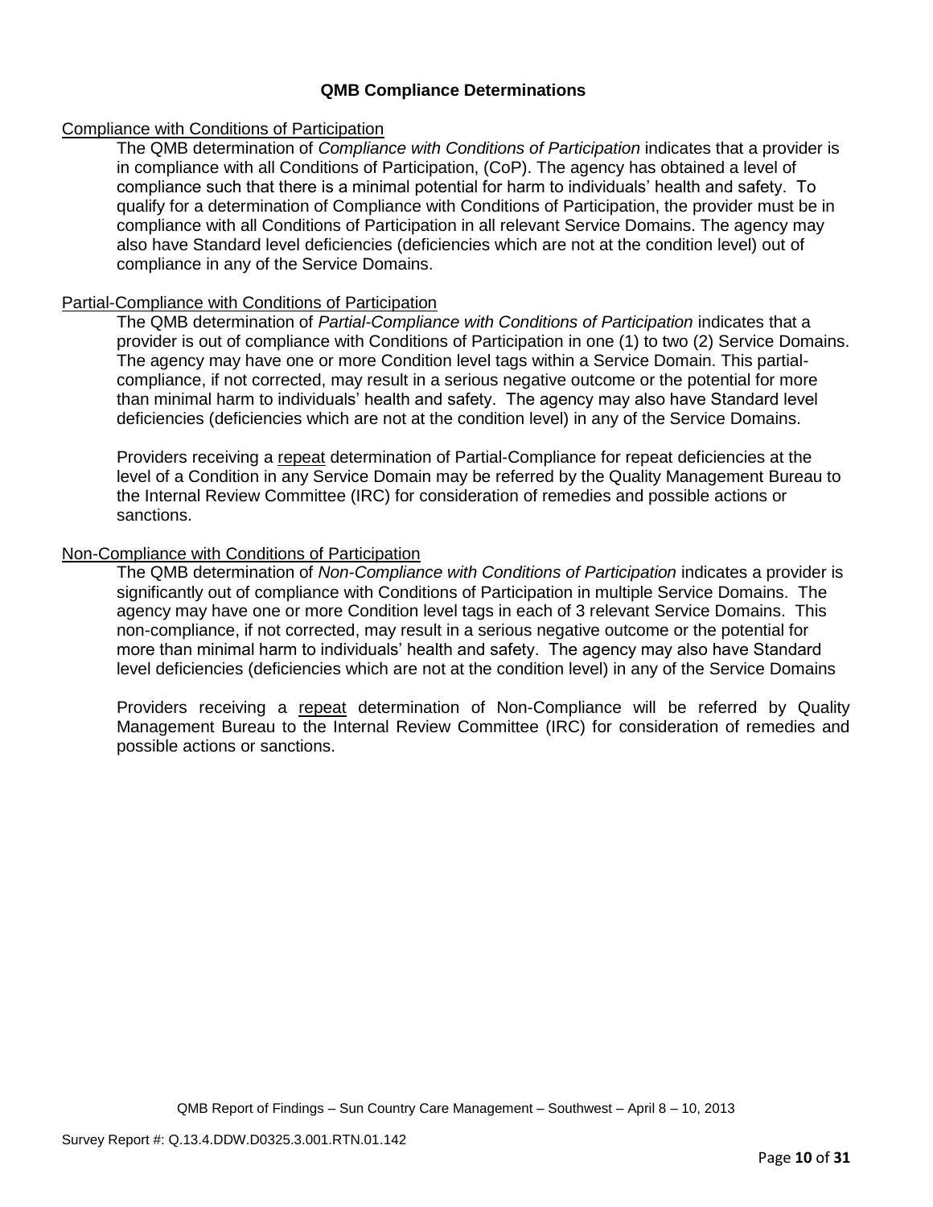## QMB Compliance Determinations

Compliance with Conditions of Participation

The QMB determination of *Compliance with Conditions of Participation* indicates that a provider is in compliance with all Conditions of Participation, (CoP). The agency has obtained a level of compliance such that there is a minimal potential for harm to individuals' health and safety. To qualify for a determination of Compliance with Conditions of Participation, the provider must be in compliance with all Conditions of Participation in all relevant Service Domains. The agency may also have Standard level deficiencies (deficiencies which are not at the condition level) out of compliance in any of the Service Domains.

Partial-Compliance with Conditions of Participation

The QMB determination of *Partial-Compliance with Conditions of Participation* indicates that a provider is out of compliance with Conditions of Participation in one (1) to two (2) Service Domains. The agency may have one or more Condition level tags within a Service Domain. This partial-compliance, if not corrected, may result in a serious negative outcome or the potential for more than minimal harm to individuals' health and safety. The agency may also have Standard level deficiencies (deficiencies which are not at the condition level) in any of the Service Domains.

Providers receiving a repeat determination of Partial-Compliance for repeat deficiencies at the level of a Condition in any Service Domain may be referred by the Quality Management Bureau to the Internal Review Committee (IRC) for consideration of remedies and possible actions or sanctions.

Non-Compliance with Conditions of Participation

The QMB determination of *Non-Compliance with Conditions of Participation* indicates a provider is significantly out of compliance with Conditions of Participation in multiple Service Domains. The agency may have one or more Condition level tags in each of 3 relevant Service Domains. This non-compliance, if not corrected, may result in a serious negative outcome or the potential for more than minimal harm to individuals' health and safety. The agency may also have Standard level deficiencies (deficiencies which are not at the condition level) in any of the Service Domains

Providers receiving a repeat determination of Non-Compliance will be referred by Quality Management Bureau to the Internal Review Committee (IRC) for consideration of remedies and possible actions or sanctions.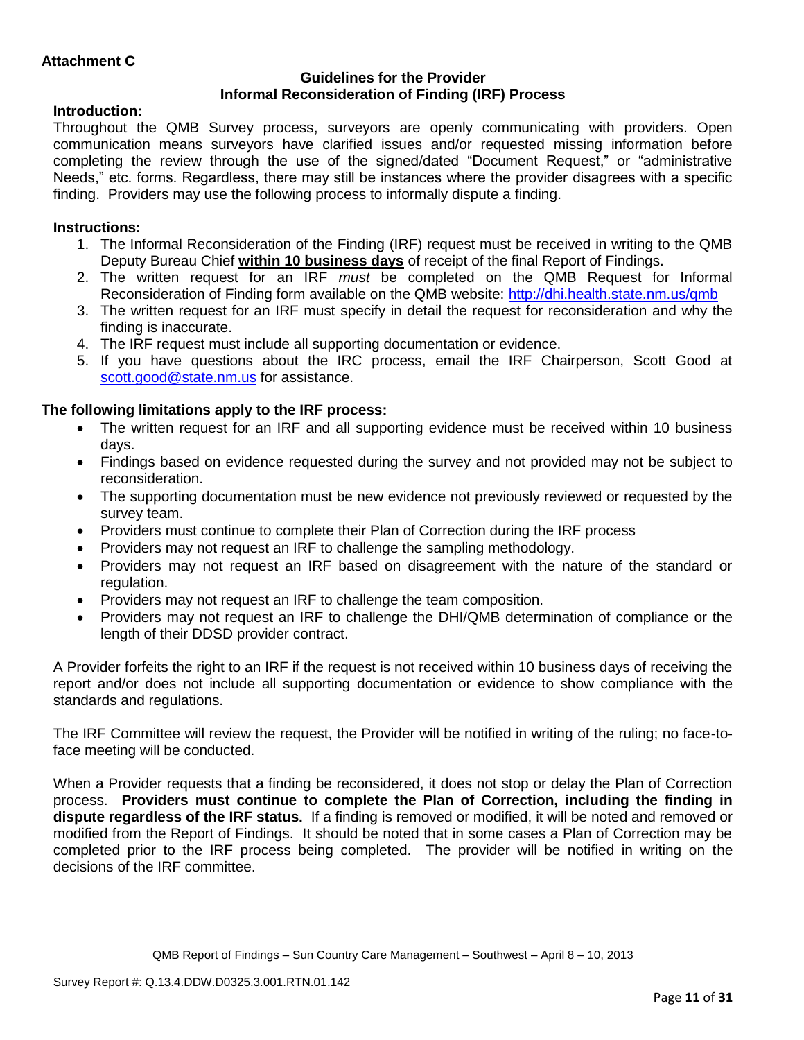**Attachment C**

## Guidelines for the Provider
## Informal Reconsideration of Finding (IRF) Process

**Introduction:**

Throughout the QMB Survey process, surveyors are openly communicating with providers. Open communication means surveyors have clarified issues and/or requested missing information before completing the review through the use of the signed/dated "Document Request," or "administrative Needs," etc. forms. Regardless, there may still be instances where the provider disagrees with a specific finding. Providers may use the following process to informally dispute a finding.

**Instructions:**

1. The Informal Reconsideration of the Finding (IRF) request must be received in writing to the QMB Deputy Bureau Chief **within 10 business days** of receipt of the final Report of Findings.
2. The written request for an IRF *must* be completed on the QMB Request for Informal Reconsideration of Finding form available on the QMB website: http://dhi.health.state.nm.us/qmb
3. The written request for an IRF must specify in detail the request for reconsideration and why the finding is inaccurate.
4. The IRF request must include all supporting documentation or evidence.
5. If you have questions about the IRC process, email the IRF Chairperson, Scott Good at scott.good@state.nm.us for assistance.

**The following limitations apply to the IRF process:**

- The written request for an IRF and all supporting evidence must be received within 10 business days.
- Findings based on evidence requested during the survey and not provided may not be subject to reconsideration.
- The supporting documentation must be new evidence not previously reviewed or requested by the survey team.
- Providers must continue to complete their Plan of Correction during the IRF process
- Providers may not request an IRF to challenge the sampling methodology.
- Providers may not request an IRF based on disagreement with the nature of the standard or regulation.
- Providers may not request an IRF to challenge the team composition.
- Providers may not request an IRF to challenge the DHI/QMB determination of compliance or the length of their DDSD provider contract.

A Provider forfeits the right to an IRF if the request is not received within 10 business days of receiving the report and/or does not include all supporting documentation or evidence to show compliance with the standards and regulations.

The IRF Committee will review the request, the Provider will be notified in writing of the ruling; no face-to-face meeting will be conducted.

When a Provider requests that a finding be reconsidered, it does not stop or delay the Plan of Correction process. **Providers must continue to complete the Plan of Correction, including the finding in dispute regardless of the IRF status.** If a finding is removed or modified, it will be noted and removed or modified from the Report of Findings. It should be noted that in some cases a Plan of Correction may be completed prior to the IRF process being completed. The provider will be notified in writing on the decisions of the IRF committee.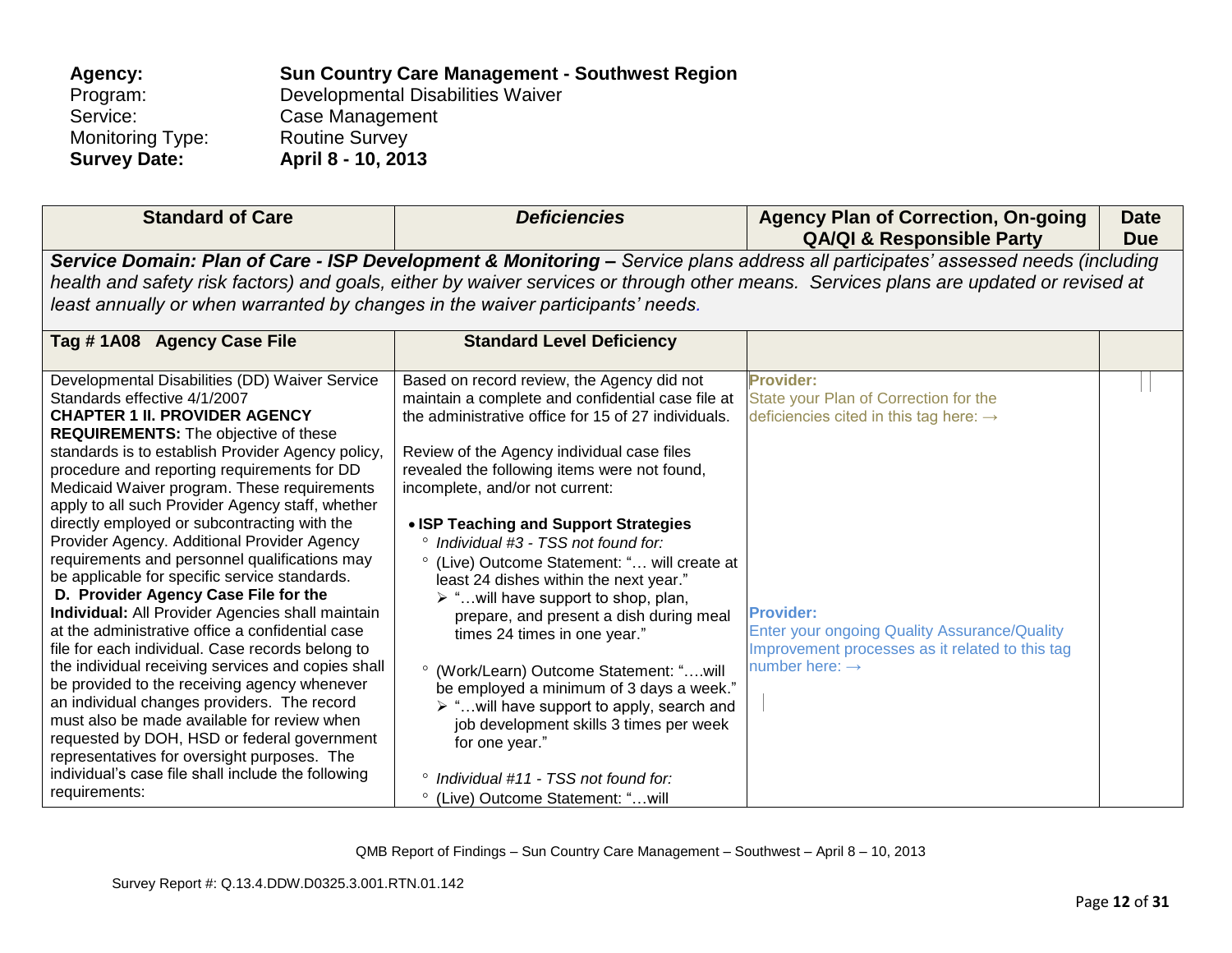**Agency:** **Sun Country Care Management - Southwest Region**
Program: Developmental Disabilities Waiver
Service: Case Management
Monitoring Type: Routine Survey
**Survey Date:** **April 8 - 10, 2013**

| Standard of Care | *Deficiencies* | Agency Plan of Correction, On-going QA/QI & Responsible Party | Date Due |
|---|---|---|---|
| ***Service Domain: Plan of Care - ISP Development & Monitoring –*** *Service plans address all participates' assessed needs (including health and safety risk factors) and goals, either by waiver services or through other means. Services plans are updated or revised at least annually or when warranted by changes in the waiver participants' needs.* | | | |
| **Tag # 1A08 Agency Case File** | **Standard Level Deficiency** | | |
| Developmental Disabilities (DD) Waiver Service Standards effective 4/1/2007<br>**CHAPTER 1 II. PROVIDER AGENCY REQUIREMENTS:** The objective of these standards is to establish Provider Agency policy, procedure and reporting requirements for DD Medicaid Waiver program. These requirements apply to all such Provider Agency staff, whether directly employed or subcontracting with the Provider Agency. Additional Provider Agency requirements and personnel qualifications may be applicable for specific service standards.<br>**D. Provider Agency Case File for the Individual:** All Provider Agencies shall maintain at the administrative office a confidential case file for each individual. Case records belong to the individual receiving services and copies shall be provided to the receiving agency whenever an individual changes providers. The record must also be made available for review when requested by DOH, HSD or federal government representatives for oversight purposes. The individual's case file shall include the following requirements: | Based on record review, the Agency did not maintain a complete and confidential case file at the administrative office for 15 of 27 individuals.<br><br>Review of the Agency individual case files revealed the following items were not found, incomplete, and/or not current:<br><br>• **ISP Teaching and Support Strategies**<br>° *Individual #3 - TSS not found for:*<br>° (Live) Outcome Statement: "… will create at least 24 dishes within the next year."<br>➢ "…will have support to shop, plan, prepare, and present a dish during meal times 24 times in one year."<br><br>° (Work/Learn) Outcome Statement: "….will be employed a minimum of 3 days a week."<br>➢ "…will have support to apply, search and job development skills 3 times per week for one year."<br><br>° *Individual #11 - TSS not found for:*<br>° (Live) Outcome Statement: "…will | **Provider:**<br>State your Plan of Correction for the deficiencies cited in this tag here: →<br><br><br><br><br><br><br>**Provider:**<br>Enter your ongoing Quality Assurance/Quality Improvement processes as it related to this tag number here: → | |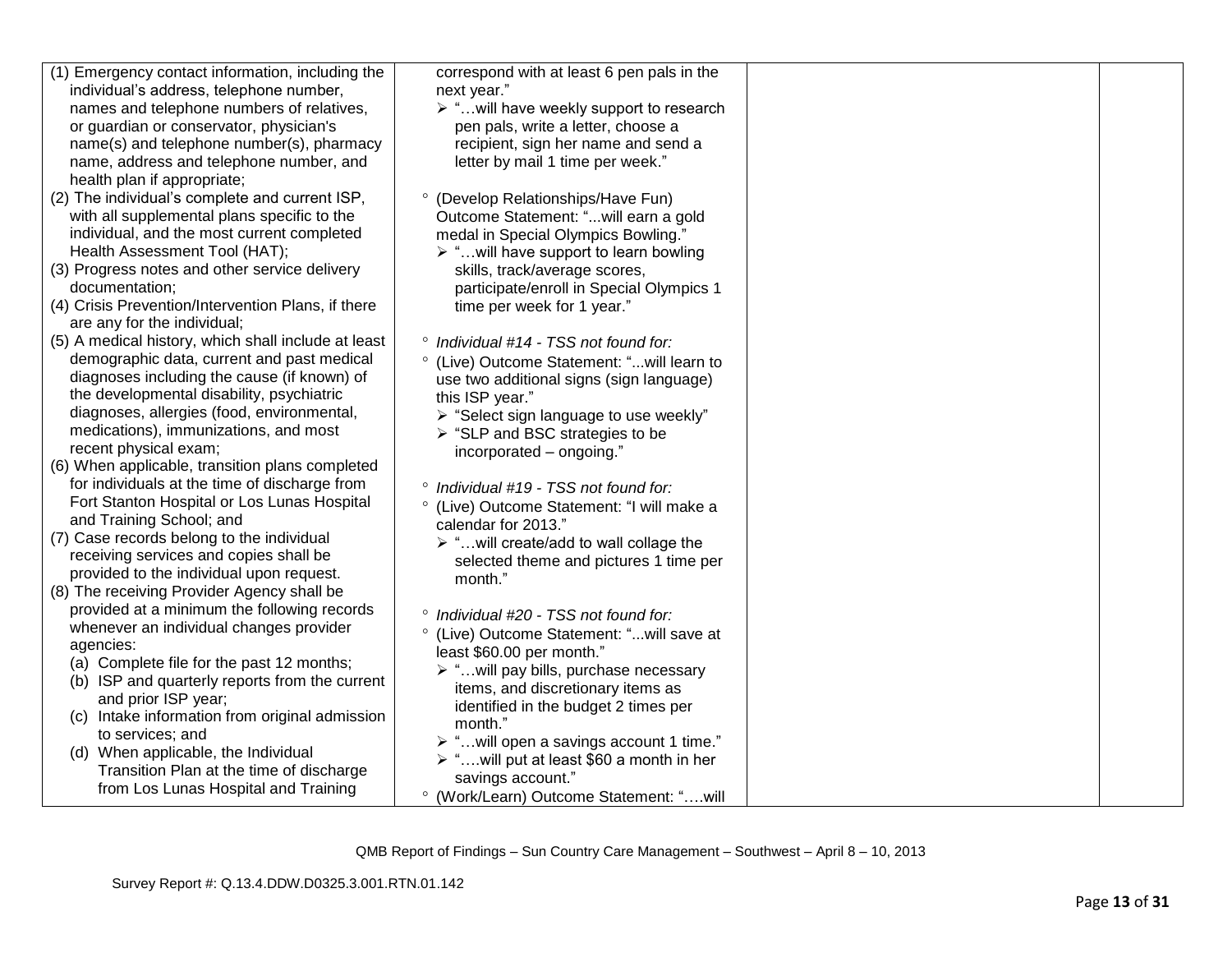| | | | |
|---|---|---|---|
| (1) Emergency contact information, including the individual's address, telephone number, names and telephone numbers of relatives, or guardian or conservator, physician's name(s) and telephone number(s), pharmacy name, address and telephone number, and health plan if appropriate;<br>(2) The individual's complete and current ISP, with all supplemental plans specific to the individual, and the most current completed Health Assessment Tool (HAT);<br>(3) Progress notes and other service delivery documentation;<br>(4) Crisis Prevention/Intervention Plans, if there are any for the individual;<br>(5) A medical history, which shall include at least demographic data, current and past medical diagnoses including the cause (if known) of the developmental disability, psychiatric diagnoses, allergies (food, environmental, medications), immunizations, and most recent physical exam;<br>(6) When applicable, transition plans completed for individuals at the time of discharge from Fort Stanton Hospital or Los Lunas Hospital and Training School; and<br>(7) Case records belong to the individual receiving services and copies shall be provided to the individual upon request.<br>(8) The receiving Provider Agency shall be provided at a minimum the following records whenever an individual changes provider agencies:<br>(a) Complete file for the past 12 months;<br>(b) ISP and quarterly reports from the current and prior ISP year;<br>(c) Intake information from original admission to services; and<br>(d) When applicable, the Individual Transition Plan at the time of discharge from Los Lunas Hospital and Training | correspond with at least 6 pen pals in the next year."<br>➢ "…will have weekly support to research pen pals, write a letter, choose a recipient, sign her name and send a letter by mail 1 time per week."<br><br>° (Develop Relationships/Have Fun) Outcome Statement: "...will earn a gold medal in Special Olympics Bowling."<br>➢ "…will have support to learn bowling skills, track/average scores, participate/enroll in Special Olympics 1 time per week for 1 year."<br><br>° *Individual #14 - TSS not found for:*<br>° (Live) Outcome Statement: "...will learn to use two additional signs (sign language) this ISP year."<br>➢ "Select sign language to use weekly"<br>➢ "SLP and BSC strategies to be incorporated – ongoing."<br><br>° *Individual #19 - TSS not found for:*<br>° (Live) Outcome Statement: "I will make a calendar for 2013."<br>➢ "…will create/add to wall collage the selected theme and pictures 1 time per month."<br><br>° *Individual #20 - TSS not found for:*<br>° (Live) Outcome Statement: "...will save at least $60.00 per month."<br>➢ "…will pay bills, purchase necessary items, and discretionary items as identified in the budget 2 times per month."<br>➢ "…will open a savings account 1 time."<br>➢ "….will put at least $60 a month in her savings account."<br>° (Work/Learn) Outcome Statement: "….will | | |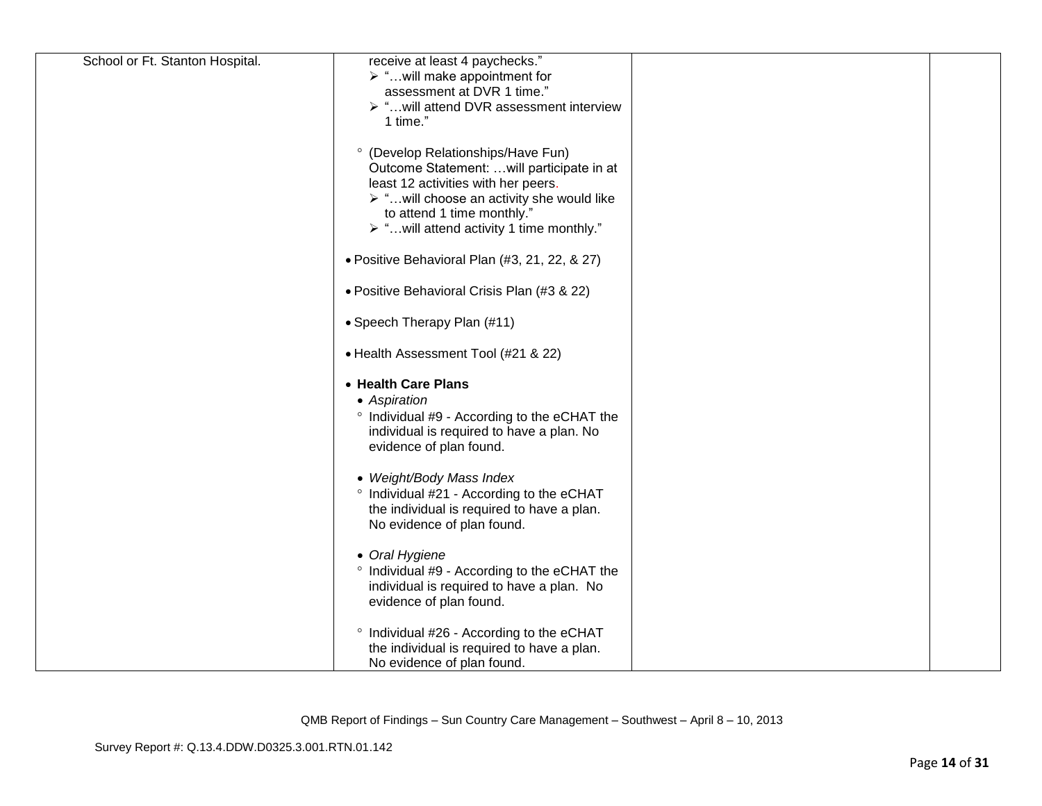| | | | |
|---|---|---|---|
| School or Ft. Stanton Hospital. | receive at least 4 paychecks."<br>➢ "…will make appointment for assessment at DVR 1 time."<br>➢ "…will attend DVR assessment interview 1 time."<br><br>° (Develop Relationships/Have Fun) Outcome Statement: …will participate in at least 12 activities with her peers.<br>➢ "…will choose an activity she would like to attend 1 time monthly."<br>➢ "…will attend activity 1 time monthly."<br><br>• Positive Behavioral Plan (#3, 21, 22, & 27)<br><br>• Positive Behavioral Crisis Plan (#3 & 22)<br><br>• Speech Therapy Plan (#11)<br><br>• Health Assessment Tool (#21 & 22)<br><br>• **Health Care Plans**<br>• *Aspiration*<br>° Individual #9 - According to the eCHAT the individual is required to have a plan. No evidence of plan found.<br><br>• *Weight/Body Mass Index*<br>° Individual #21 - According to the eCHAT the individual is required to have a plan. No evidence of plan found.<br><br>• *Oral Hygiene*<br>° Individual #9 - According to the eCHAT the individual is required to have a plan. No evidence of plan found.<br><br>° Individual #26 - According to the eCHAT the individual is required to have a plan. No evidence of plan found. | | |

QMB Report of Findings – Sun Country Care Management – Southwest – April 8 – 10, 2013

Survey Report #: Q.13.4.DDW.D0325.3.001.RTN.01.142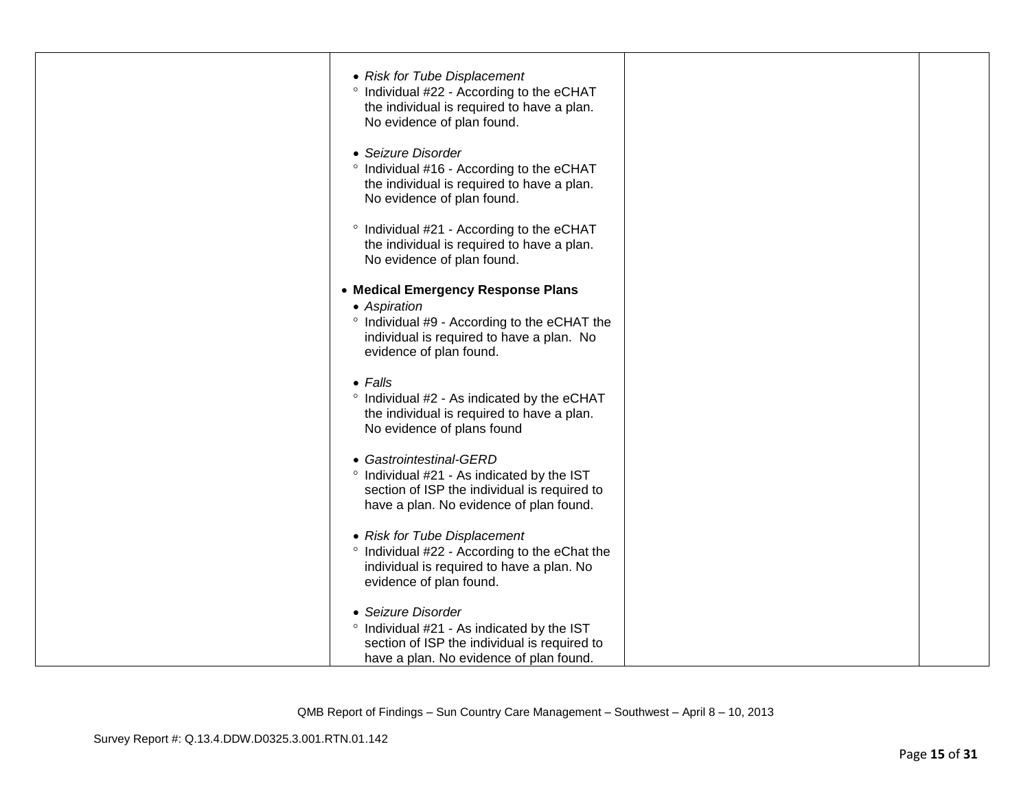| | | | |
|---|---|---|---|
| | • *Risk for Tube Displacement*<br>° Individual #22 - According to the eCHAT the individual is required to have a plan. No evidence of plan found.<br><br>• *Seizure Disorder*<br>° Individual #16 - According to the eCHAT the individual is required to have a plan. No evidence of plan found.<br><br>° Individual #21 - According to the eCHAT the individual is required to have a plan. No evidence of plan found.<br><br>• **Medical Emergency Response Plans**<br>• *Aspiration*<br>° Individual #9 - According to the eCHAT the individual is required to have a plan. No evidence of plan found.<br><br>• *Falls*<br>° Individual #2 - As indicated by the eCHAT the individual is required to have a plan. No evidence of plans found<br><br>• *Gastrointestinal-GERD*<br>° Individual #21 - As indicated by the IST section of ISP the individual is required to have a plan. No evidence of plan found.<br><br>• *Risk for Tube Displacement*<br>° Individual #22 - According to the eChat the individual is required to have a plan. No evidence of plan found.<br><br>• *Seizure Disorder*<br>° Individual #21 - As indicated by the IST section of ISP the individual is required to have a plan. No evidence of plan found. | | |

QMB Report of Findings – Sun Country Care Management – Southwest – April 8 – 10, 2013

Survey Report #: Q.13.4.DDW.D0325.3.001.RTN.01.142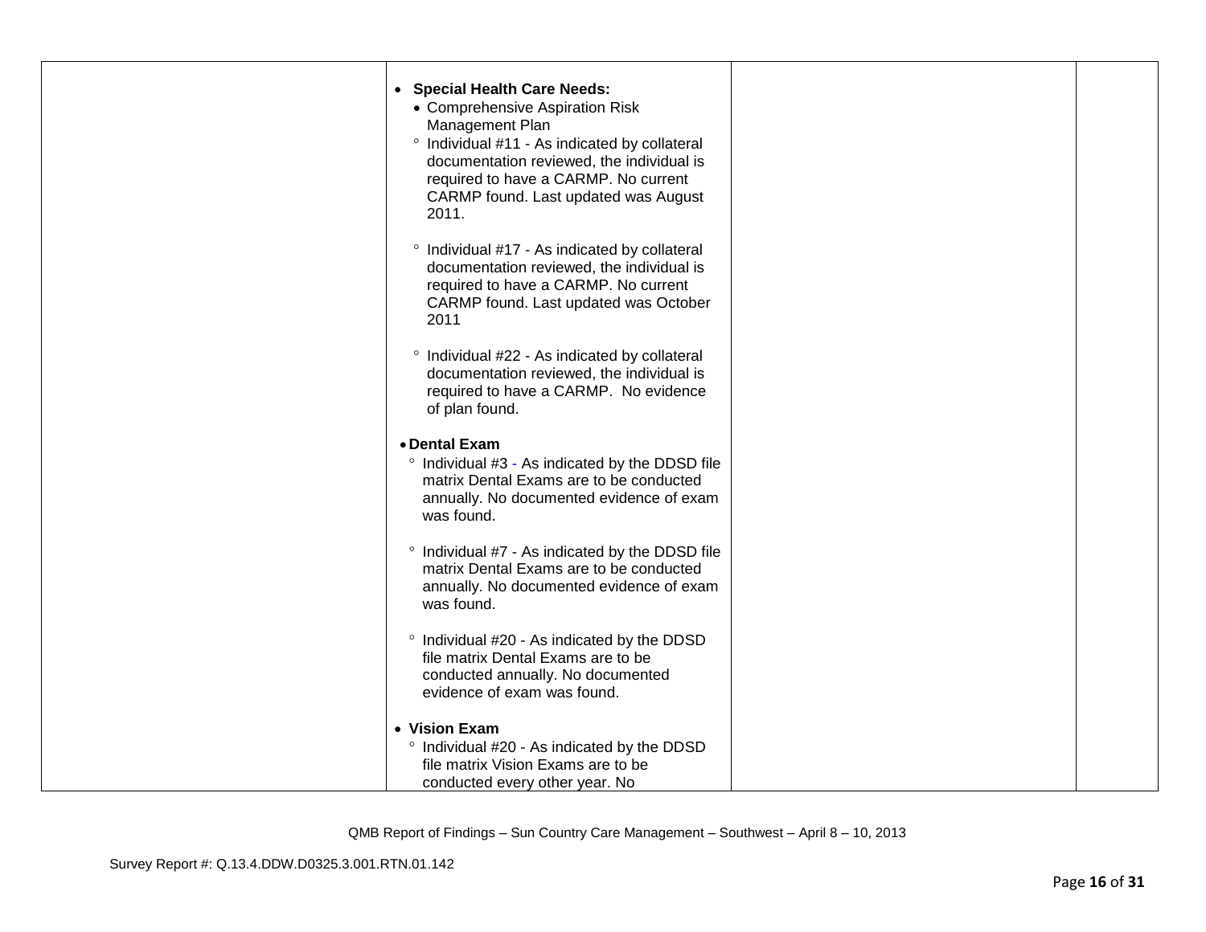| | | | |
|---|---|---|---|
| | • **Special Health Care Needs:**<br>• Comprehensive Aspiration Risk Management Plan<br>° Individual #11 - As indicated by collateral documentation reviewed, the individual is required to have a CARMP. No current CARMP found. Last updated was August 2011.<br><br>° Individual #17 - As indicated by collateral documentation reviewed, the individual is required to have a CARMP. No current CARMP found. Last updated was October 2011<br><br>° Individual #22 - As indicated by collateral documentation reviewed, the individual is required to have a CARMP. No evidence of plan found.<br><br>• **Dental Exam**<br>° Individual #3 - As indicated by the DDSD file matrix Dental Exams are to be conducted annually. No documented evidence of exam was found.<br><br>° Individual #7 - As indicated by the DDSD file matrix Dental Exams are to be conducted annually. No documented evidence of exam was found.<br><br>° Individual #20 - As indicated by the DDSD file matrix Dental Exams are to be conducted annually. No documented evidence of exam was found.<br><br>• **Vision Exam**<br>° Individual #20 - As indicated by the DDSD file matrix Vision Exams are to be conducted every other year. No | | |

QMB Report of Findings – Sun Country Care Management – Southwest – April 8 – 10, 2013

Survey Report #: Q.13.4.DDW.D0325.3.001.RTN.01.142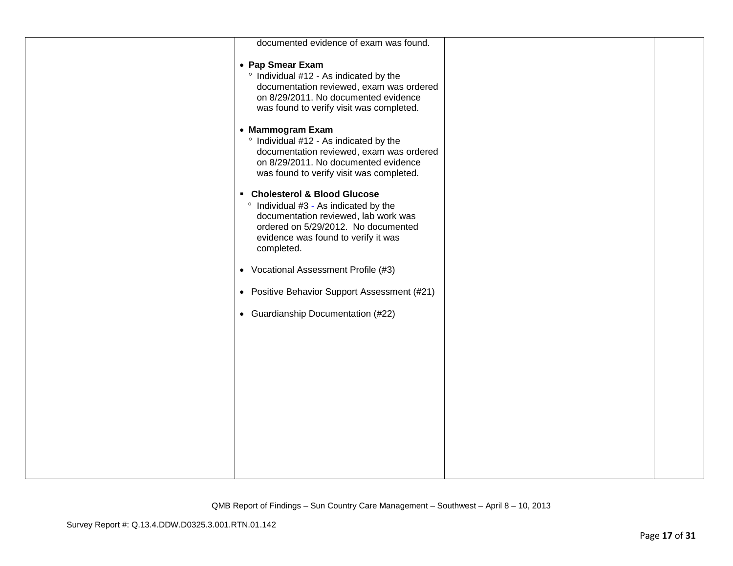| | documented evidence of exam was found.<br><br>• **Pap Smear Exam**<br>  ° Individual #12 - As indicated by the documentation reviewed, exam was ordered on 8/29/2011. No documented evidence was found to verify visit was completed.<br><br>• **Mammogram Exam**<br>  ° Individual #12 - As indicated by the documentation reviewed, exam was ordered on 8/29/2011. No documented evidence was found to verify visit was completed.<br><br>▪ **Cholesterol & Blood Glucose**<br>  ° Individual #3 - As indicated by the documentation reviewed, lab work was ordered on 5/29/2012. No documented evidence was found to verify it was completed.<br><br>• Vocational Assessment Profile (#3)<br><br>• Positive Behavior Support Assessment (#21)<br><br>• Guardianship Documentation (#22) | | |
|---|---|---|---|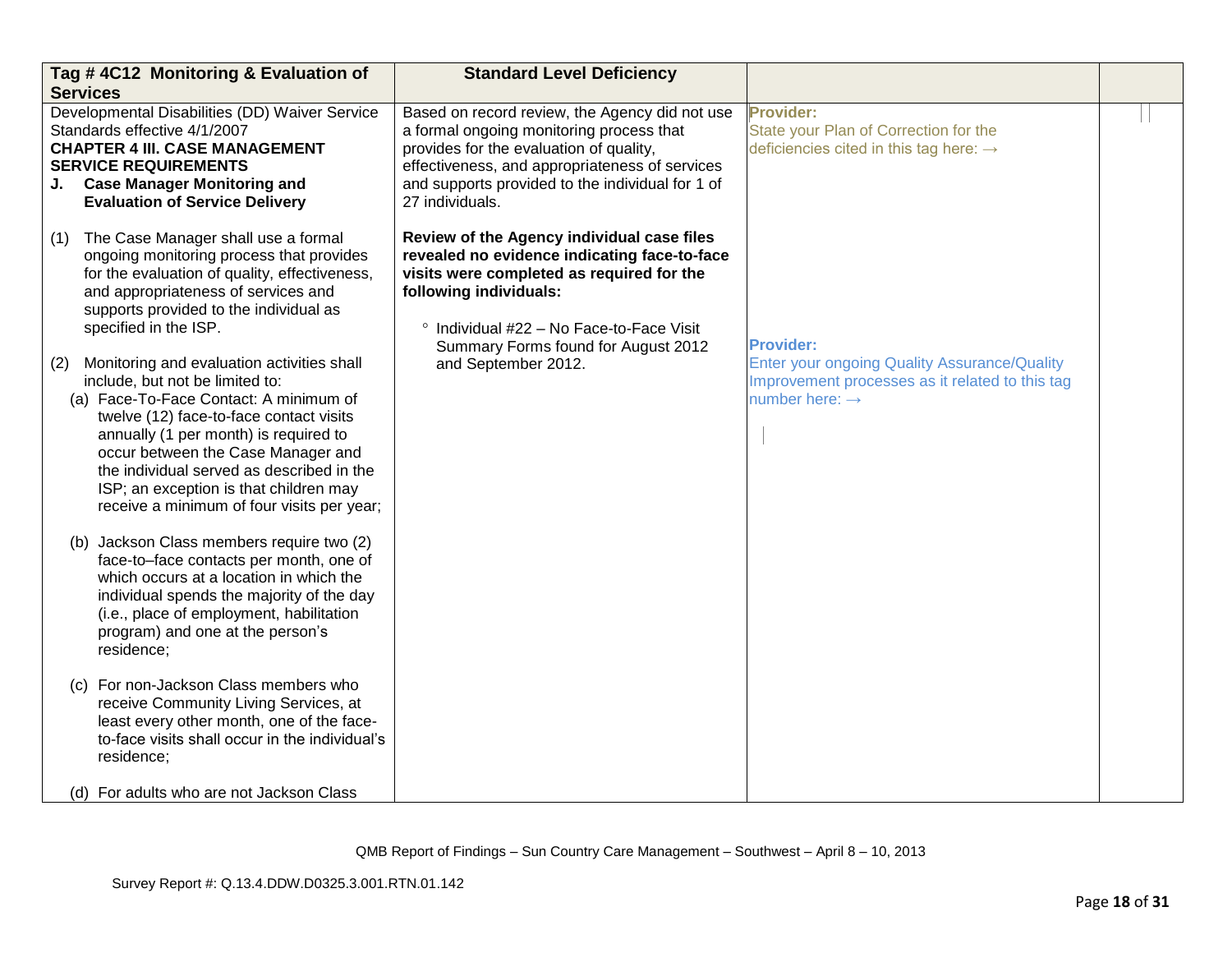| Tag # 4C12 Monitoring & Evaluation of Services | Standard Level Deficiency | | |
|---|---|---|---|
| Developmental Disabilities (DD) Waiver Service Standards effective 4/1/2007<br>**CHAPTER 4 III. CASE MANAGEMENT SERVICE REQUIREMENTS**<br>**J. Case Manager Monitoring and Evaluation of Service Delivery**<br><br>(1) The Case Manager shall use a formal ongoing monitoring process that provides for the evaluation of quality, effectiveness, and appropriateness of services and supports provided to the individual as specified in the ISP.<br><br>(2) Monitoring and evaluation activities shall include, but not be limited to:<br>(a) Face-To-Face Contact: A minimum of twelve (12) face-to-face contact visits annually (1 per month) is required to occur between the Case Manager and the individual served as described in the ISP; an exception is that children may receive a minimum of four visits per year;<br><br>(b) Jackson Class members require two (2) face-to–face contacts per month, one of which occurs at a location in which the individual spends the majority of the day (i.e., place of employment, habilitation program) and one at the person's residence;<br><br>(c) For non-Jackson Class members who receive Community Living Services, at least every other month, one of the face-to-face visits shall occur in the individual's residence;<br><br>(d) For adults who are not Jackson Class | Based on record review, the Agency did not use a formal ongoing monitoring process that provides for the evaluation of quality, effectiveness, and appropriateness of services and supports provided to the individual for 1 of 27 individuals.<br><br>**Review of the Agency individual case files revealed no evidence indicating face-to-face visits were completed as required for the following individuals:**<br><br>° Individual #22 – No Face-to-Face Visit Summary Forms found for August 2012 and September 2012. | **Provider:**<br>State your Plan of Correction for the deficiencies cited in this tag here: →<br><br>**Provider:**<br>Enter your ongoing Quality Assurance/Quality Improvement processes as it related to this tag number here: → | |

QMB Report of Findings – Sun Country Care Management – Southwest – April 8 – 10, 2013

Survey Report #: Q.13.4.DDW.D0325.3.001.RTN.01.142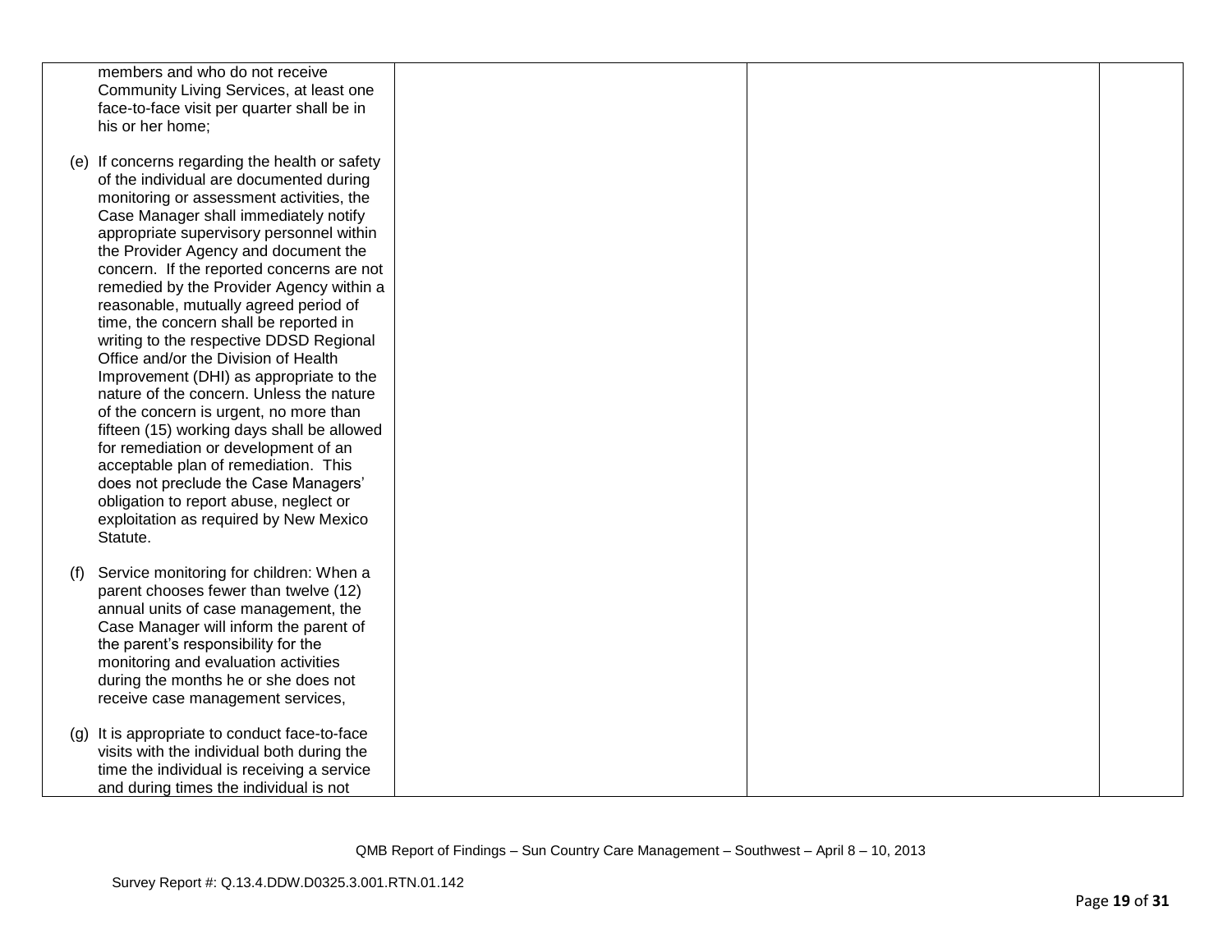| | | | |
|---|---|---|---|
| members and who do not receive Community Living Services, at least one face-to-face visit per quarter shall be in his or her home;<br><br>(e) If concerns regarding the health or safety of the individual are documented during monitoring or assessment activities, the Case Manager shall immediately notify appropriate supervisory personnel within the Provider Agency and document the concern. If the reported concerns are not remedied by the Provider Agency within a reasonable, mutually agreed period of time, the concern shall be reported in writing to the respective DDSD Regional Office and/or the Division of Health Improvement (DHI) as appropriate to the nature of the concern. Unless the nature of the concern is urgent, no more than fifteen (15) working days shall be allowed for remediation or development of an acceptable plan of remediation. This does not preclude the Case Managers' obligation to report abuse, neglect or exploitation as required by New Mexico Statute.<br><br>(f) Service monitoring for children: When a parent chooses fewer than twelve (12) annual units of case management, the Case Manager will inform the parent of the parent's responsibility for the monitoring and evaluation activities during the months he or she does not receive case management services,<br><br>(g) It is appropriate to conduct face-to-face visits with the individual both during the time the individual is receiving a service and during times the individual is not | | | |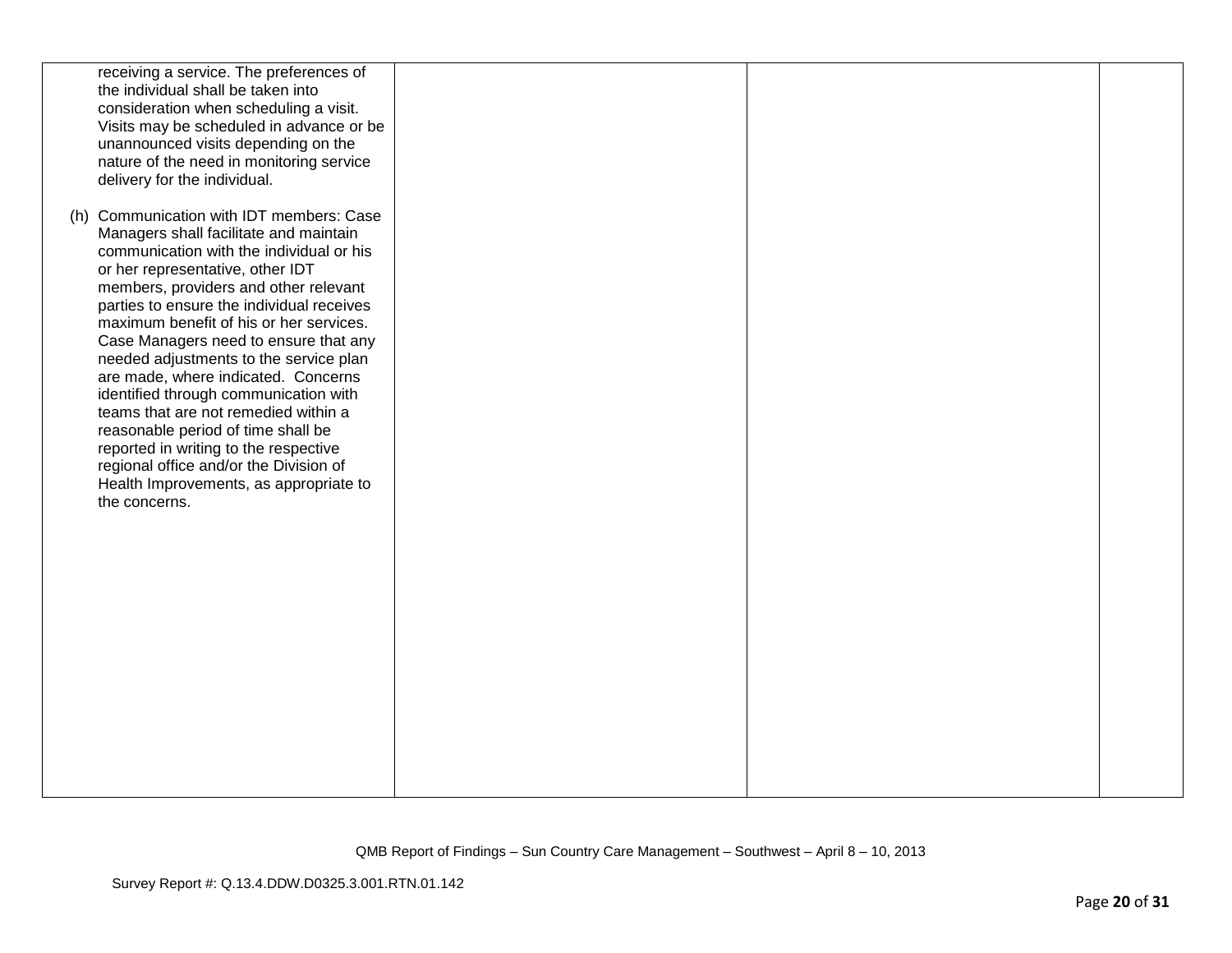| | | | |
|---|---|---|---|
| receiving a service. The preferences of the individual shall be taken into consideration when scheduling a visit. Visits may be scheduled in advance or be unannounced visits depending on the nature of the need in monitoring service delivery for the individual.<br><br>(h) Communication with IDT members: Case Managers shall facilitate and maintain communication with the individual or his or her representative, other IDT members, providers and other relevant parties to ensure the individual receives maximum benefit of his or her services. Case Managers need to ensure that any needed adjustments to the service plan are made, where indicated. Concerns identified through communication with teams that are not remedied within a reasonable period of time shall be reported in writing to the respective regional office and/or the Division of Health Improvements, as appropriate to the concerns. | | | |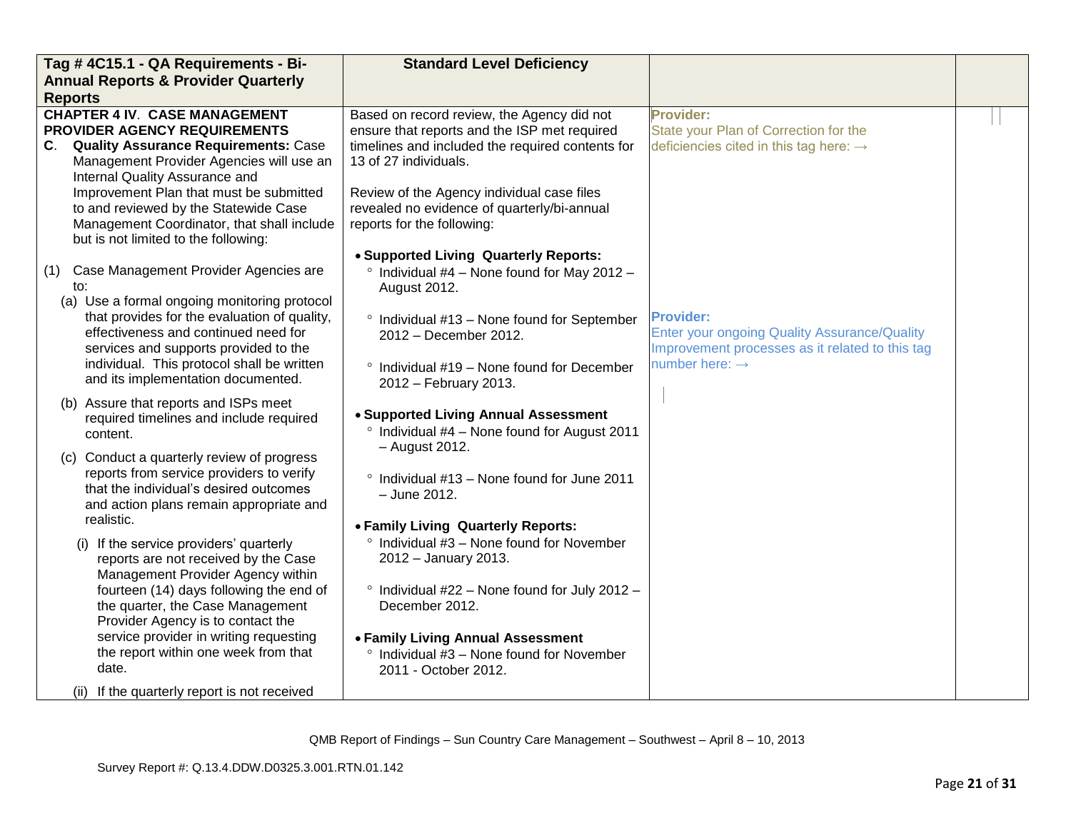| Tag # 4C15.1 - QA Requirements - Bi-Annual Reports & Provider Quarterly Reports | Standard Level Deficiency | | |
|---|---|---|---|
| **CHAPTER 4 IV. CASE MANAGEMENT PROVIDER AGENCY REQUIREMENTS**<br>**C. Quality Assurance Requirements:** Case Management Provider Agencies will use an Internal Quality Assurance and Improvement Plan that must be submitted to and reviewed by the Statewide Case Management Coordinator, that shall include but is not limited to the following:<br><br>(1) Case Management Provider Agencies are to:<br>(a) Use a formal ongoing monitoring protocol that provides for the evaluation of quality, effectiveness and continued need for services and supports provided to the individual. This protocol shall be written and its implementation documented.<br>(b) Assure that reports and ISPs meet required timelines and include required content.<br>(c) Conduct a quarterly review of progress reports from service providers to verify that the individual's desired outcomes and action plans remain appropriate and realistic.<br>(i) If the service providers' quarterly reports are not received by the Case Management Provider Agency within fourteen (14) days following the end of the quarter, the Case Management Provider Agency is to contact the service provider in writing requesting the report within one week from that date.<br>(ii) If the quarterly report is not received | Based on record review, the Agency did not ensure that reports and the ISP met required timelines and included the required contents for 13 of 27 individuals.<br><br>Review of the Agency individual case files revealed no evidence of quarterly/bi-annual reports for the following:<br><br>• **Supported Living Quarterly Reports:**<br>° Individual #4 – None found for May 2012 – August 2012.<br>° Individual #13 – None found for September 2012 – December 2012.<br>° Individual #19 – None found for December 2012 – February 2013.<br><br>• **Supported Living Annual Assessment**<br>° Individual #4 – None found for August 2011 – August 2012.<br>° Individual #13 – None found for June 2011 – June 2012.<br><br>• **Family Living Quarterly Reports:**<br>° Individual #3 – None found for November 2012 – January 2013.<br>° Individual #22 – None found for July 2012 – December 2012.<br><br>• **Family Living Annual Assessment**<br>° Individual #3 – None found for November 2011 - October 2012. | **Provider:**<br>State your Plan of Correction for the deficiencies cited in this tag here: →<br><br>**Provider:**<br>Enter your ongoing Quality Assurance/Quality Improvement processes as it related to this tag number here: → | |

QMB Report of Findings – Sun Country Care Management – Southwest – April 8 – 10, 2013

Survey Report #: Q.13.4.DDW.D0325.3.001.RTN.01.142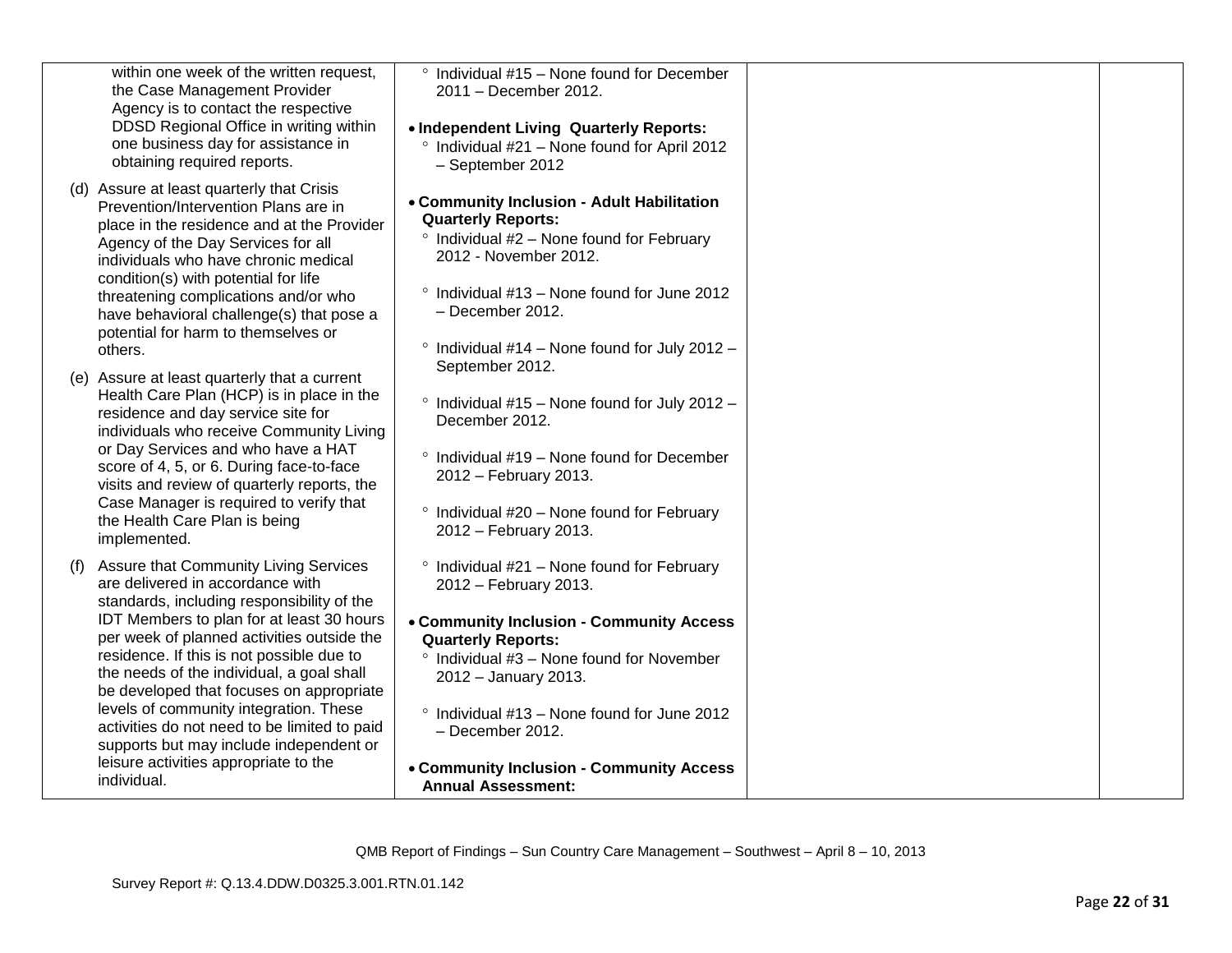| | | | |
|---|---|---|---|
| within one week of the written request, the Case Management Provider Agency is to contact the respective DDSD Regional Office in writing within one business day for assistance in obtaining required reports.<br><br>(d) Assure at least quarterly that Crisis Prevention/Intervention Plans are in place in the residence and at the Provider Agency of the Day Services for all individuals who have chronic medical condition(s) with potential for life threatening complications and/or who have behavioral challenge(s) that pose a potential for harm to themselves or others.<br><br>(e) Assure at least quarterly that a current Health Care Plan (HCP) is in place in the residence and day service site for individuals who receive Community Living or Day Services and who have a HAT score of 4, 5, or 6. During face-to-face visits and review of quarterly reports, the Case Manager is required to verify that the Health Care Plan is being implemented.<br><br>(f) Assure that Community Living Services are delivered in accordance with standards, including responsibility of the IDT Members to plan for at least 30 hours per week of planned activities outside the residence. If this is not possible due to the needs of the individual, a goal shall be developed that focuses on appropriate levels of community integration. These activities do not need to be limited to paid supports but may include independent or leisure activities appropriate to the individual. | ° Individual #15 – None found for December 2011 – December 2012.<br><br>• **Independent Living Quarterly Reports:**<br>° Individual #21 – None found for April 2012 – September 2012<br><br>• **Community Inclusion - Adult Habilitation Quarterly Reports:**<br>° Individual #2 – None found for February 2012 - November 2012.<br><br>° Individual #13 – None found for June 2012 – December 2012.<br><br>° Individual #14 – None found for July 2012 – September 2012.<br><br>° Individual #15 – None found for July 2012 – December 2012.<br><br>° Individual #19 – None found for December 2012 – February 2013.<br><br>° Individual #20 – None found for February 2012 – February 2013.<br><br>° Individual #21 – None found for February 2012 – February 2013.<br><br>• **Community Inclusion - Community Access Quarterly Reports:**<br>° Individual #3 – None found for November 2012 – January 2013.<br><br>° Individual #13 – None found for June 2012 – December 2012.<br><br>• **Community Inclusion - Community Access Annual Assessment:** | | |

QMB Report of Findings – Sun Country Care Management – Southwest – April 8 – 10, 2013

Survey Report #: Q.13.4.DDW.D0325.3.001.RTN.01.142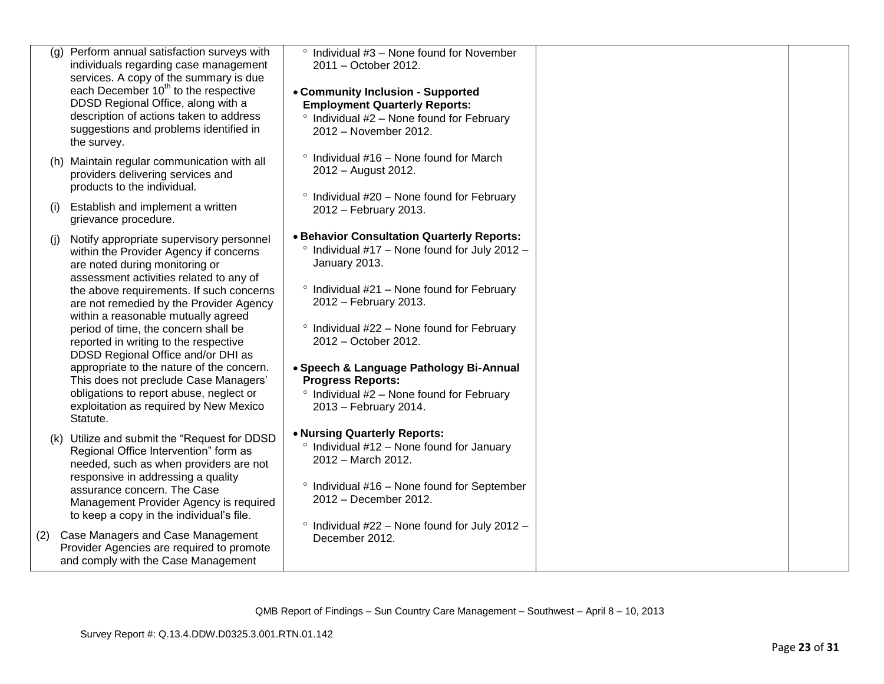| | | | |
|---|---|---|---|
| (g) Perform annual satisfaction surveys with individuals regarding case management services. A copy of the summary is due each December 10[th] to the respective DDSD Regional Office, along with a description of actions taken to address suggestions and problems identified in the survey.<br><br>(h) Maintain regular communication with all providers delivering services and products to the individual.<br><br>(i) Establish and implement a written grievance procedure.<br><br>(j) Notify appropriate supervisory personnel within the Provider Agency if concerns are noted during monitoring or assessment activities related to any of the above requirements. If such concerns are not remedied by the Provider Agency within a reasonable mutually agreed period of time, the concern shall be reported in writing to the respective DDSD Regional Office and/or DHI as appropriate to the nature of the concern. This does not preclude Case Managers' obligations to report abuse, neglect or exploitation as required by New Mexico Statute.<br><br>(k) Utilize and submit the "Request for DDSD Regional Office Intervention" form as needed, such as when providers are not responsive in addressing a quality assurance concern. The Case Management Provider Agency is required to keep a copy in the individual's file.<br><br>(2) Case Managers and Case Management Provider Agencies are required to promote and comply with the Case Management | ° Individual #3 – None found for November 2011 – October 2012.<br><br>• **Community Inclusion - Supported Employment Quarterly Reports:**<br>° Individual #2 – None found for February 2012 – November 2012.<br><br>° Individual #16 – None found for March 2012 – August 2012.<br><br>° Individual #20 – None found for February 2012 – February 2013.<br><br>• **Behavior Consultation Quarterly Reports:**<br>° Individual #17 – None found for July 2012 – January 2013.<br><br>° Individual #21 – None found for February 2012 – February 2013.<br><br>° Individual #22 – None found for February 2012 – October 2012.<br><br>• **Speech & Language Pathology Bi-Annual Progress Reports:**<br>° Individual #2 – None found for February 2013 – February 2014.<br><br>• **Nursing Quarterly Reports:**<br>° Individual #12 – None found for January 2012 – March 2012.<br><br>° Individual #16 – None found for September 2012 – December 2012.<br><br>° Individual #22 – None found for July 2012 – December 2012. | | |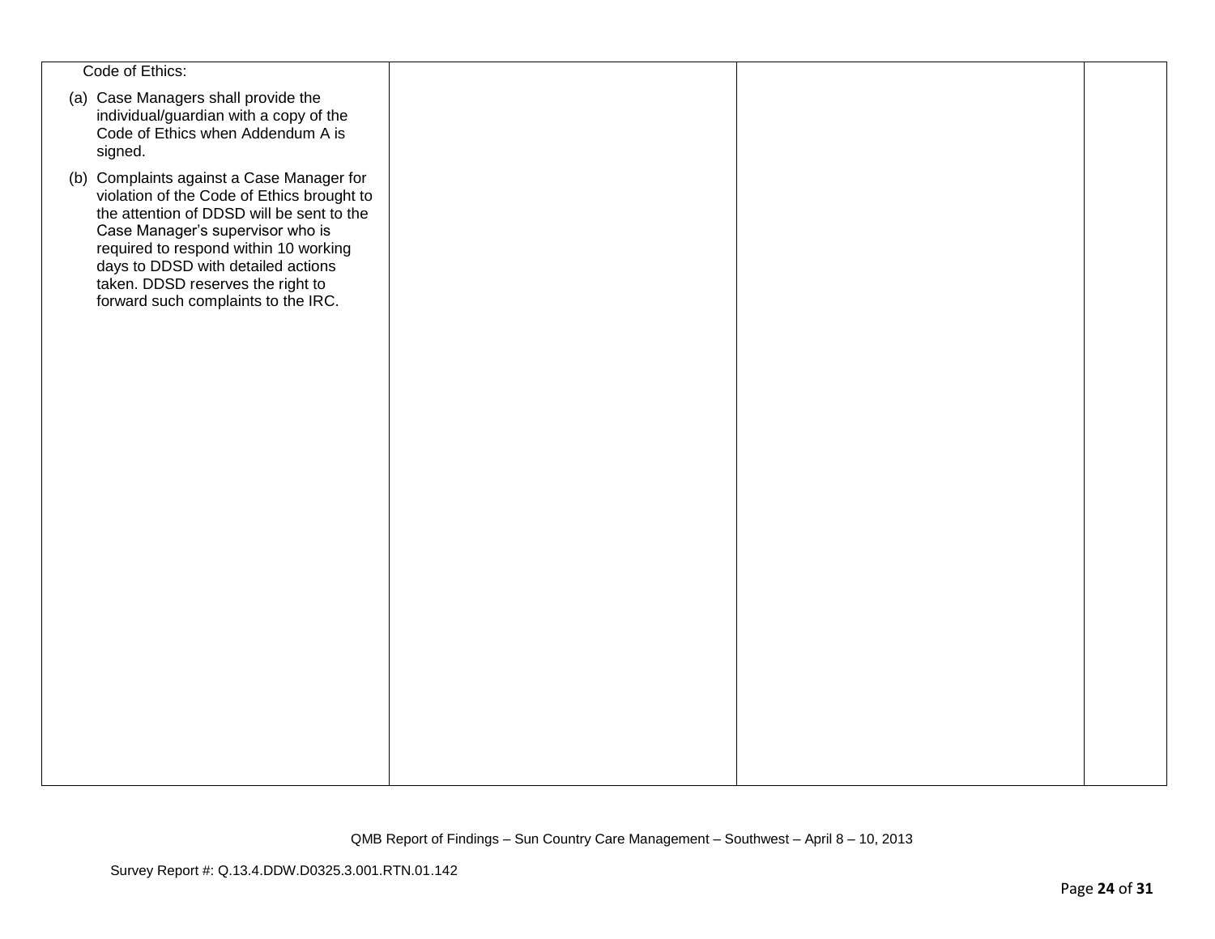| | | | |
|---|---|---|---|
| Code of Ethics:<br><br>(a) Case Managers shall provide the individual/guardian with a copy of the Code of Ethics when Addendum A is signed.<br><br>(b) Complaints against a Case Manager for violation of the Code of Ethics brought to the attention of DDSD will be sent to the Case Manager's supervisor who is required to respond within 10 working days to DDSD with detailed actions taken. DDSD reserves the right to forward such complaints to the IRC. | | | |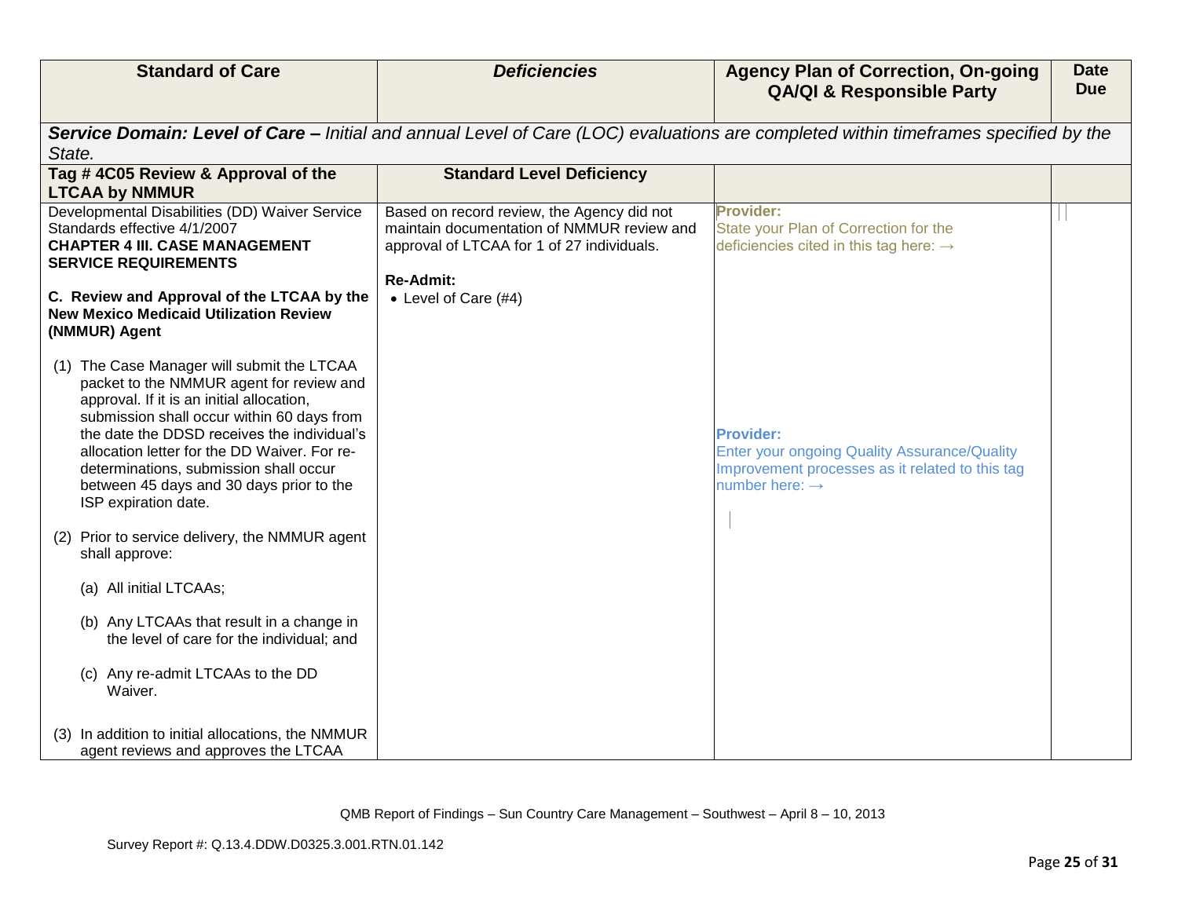| Standard of Care | *Deficiencies* | Agency Plan of Correction, On-going QA/QI & Responsible Party | Date Due |
|---|---|---|---|
| ***Service Domain: Level of Care –*** *Initial and annual Level of Care (LOC) evaluations are completed within timeframes specified by the State.* | | | |
| **Tag # 4C05 Review & Approval of the LTCAA by NMMUR** | **Standard Level Deficiency** | | |
| Developmental Disabilities (DD) Waiver Service Standards effective 4/1/2007<br>**CHAPTER 4 III. CASE MANAGEMENT SERVICE REQUIREMENTS**<br><br>**C. Review and Approval of the LTCAA by the New Mexico Medicaid Utilization Review (NMMUR) Agent**<br><br>(1) The Case Manager will submit the LTCAA packet to the NMMUR agent for review and approval. If it is an initial allocation, submission shall occur within 60 days from the date the DDSD receives the individual's allocation letter for the DD Waiver. For re-determinations, submission shall occur between 45 days and 30 days prior to the ISP expiration date.<br><br>(2) Prior to service delivery, the NMMUR agent shall approve:<br><br>(a) All initial LTCAAs;<br><br>(b) Any LTCAAs that result in a change in the level of care for the individual; and<br><br>(c) Any re-admit LTCAAs to the DD Waiver.<br><br>(3) In addition to initial allocations, the NMMUR agent reviews and approves the LTCAA | Based on record review, the Agency did not maintain documentation of NMMUR review and approval of LTCAA for 1 of 27 individuals.<br><br>**Re-Admit:**<br>• Level of Care (#4) | **Provider:**<br>State your Plan of Correction for the deficiencies cited in this tag here: →<br><br>**Provider:**<br>Enter your ongoing Quality Assurance/Quality Improvement processes as it related to this tag number here: → | |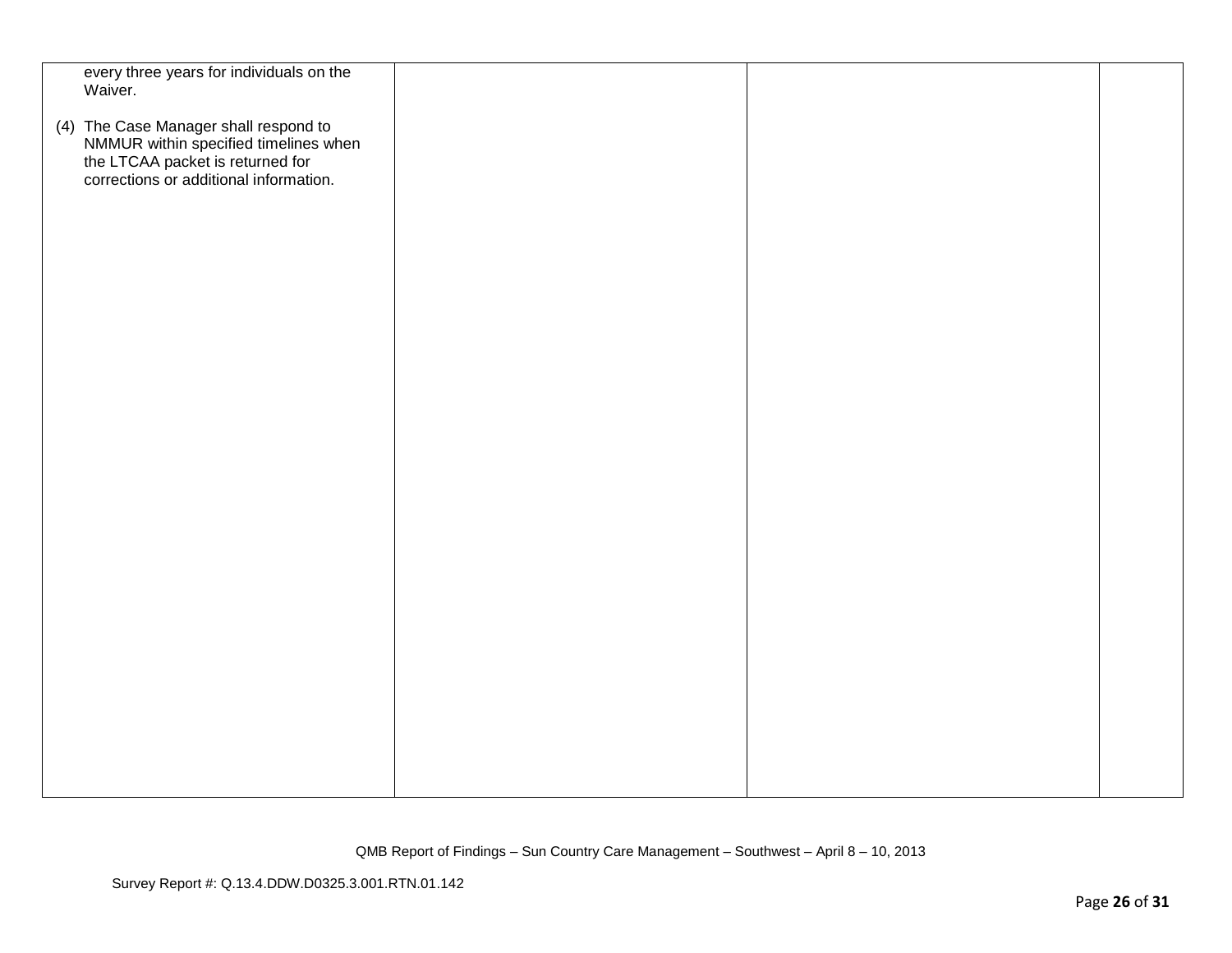| | | | |
|---|---|---|---|
| every three years for individuals on the Waiver.<br><br>(4) The Case Manager shall respond to NMMUR within specified timelines when the LTCAA packet is returned for corrections or additional information. | | | |

QMB Report of Findings – Sun Country Care Management – Southwest – April 8 – 10, 2013

Survey Report #: Q.13.4.DDW.D0325.3.001.RTN.01.142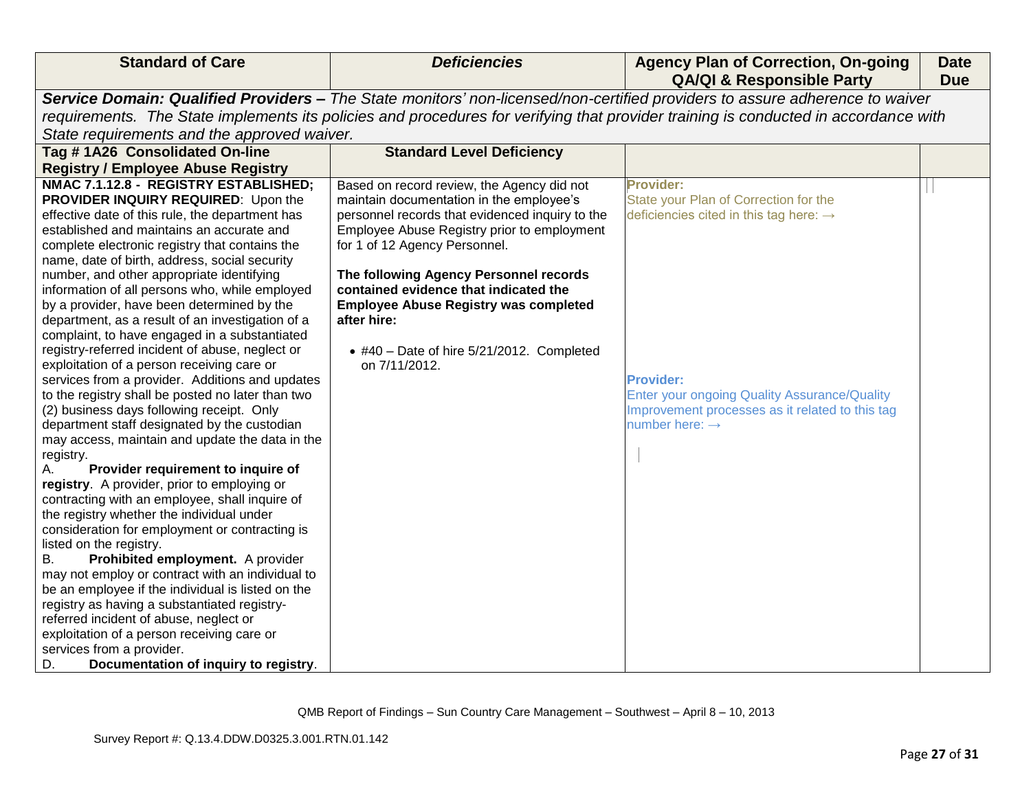| Standard of Care | *Deficiencies* | Agency Plan of Correction, On-going QA/QI & Responsible Party | Date Due |
|---|---|---|---|
| ***Service Domain: Qualified Providers –*** *The State monitors' non-licensed/non-certified providers to assure adherence to waiver requirements. The State implements its policies and procedures for verifying that provider training is conducted in accordance with State requirements and the approved waiver.* | | | |
| **Tag # 1A26 Consolidated On-line Registry / Employee Abuse Registry** | **Standard Level Deficiency** | | |
| **NMAC 7.1.12.8 - REGISTRY ESTABLISHED; PROVIDER INQUIRY REQUIRED**: Upon the effective date of this rule, the department has established and maintains an accurate and complete electronic registry that contains the name, date of birth, address, social security number, and other appropriate identifying information of all persons who, while employed by a provider, have been determined by the department, as a result of an investigation of a complaint, to have engaged in a substantiated registry-referred incident of abuse, neglect or exploitation of a person receiving care or services from a provider. Additions and updates to the registry shall be posted no later than two (2) business days following receipt. Only department staff designated by the custodian may access, maintain and update the data in the registry.<br>A. **Provider requirement to inquire of registry**. A provider, prior to employing or contracting with an employee, shall inquire of the registry whether the individual under consideration for employment or contracting is listed on the registry.<br>B. **Prohibited employment.** A provider may not employ or contract with an individual to be an employee if the individual is listed on the registry as having a substantiated registry-referred incident of abuse, neglect or exploitation of a person receiving care or services from a provider.<br>D. **Documentation of inquiry to registry**. | Based on record review, the Agency did not maintain documentation in the employee's personnel records that evidenced inquiry to the Employee Abuse Registry prior to employment for 1 of 12 Agency Personnel.<br><br>**The following Agency Personnel records contained evidence that indicated the Employee Abuse Registry was completed after hire:**<br><br>• #40 – Date of hire 5/21/2012. Completed on 7/11/2012. | **Provider:**<br>State your Plan of Correction for the deficiencies cited in this tag here: →<br><br><br><br><br>**Provider:**<br>Enter your ongoing Quality Assurance/Quality Improvement processes as it related to this tag number here: → | |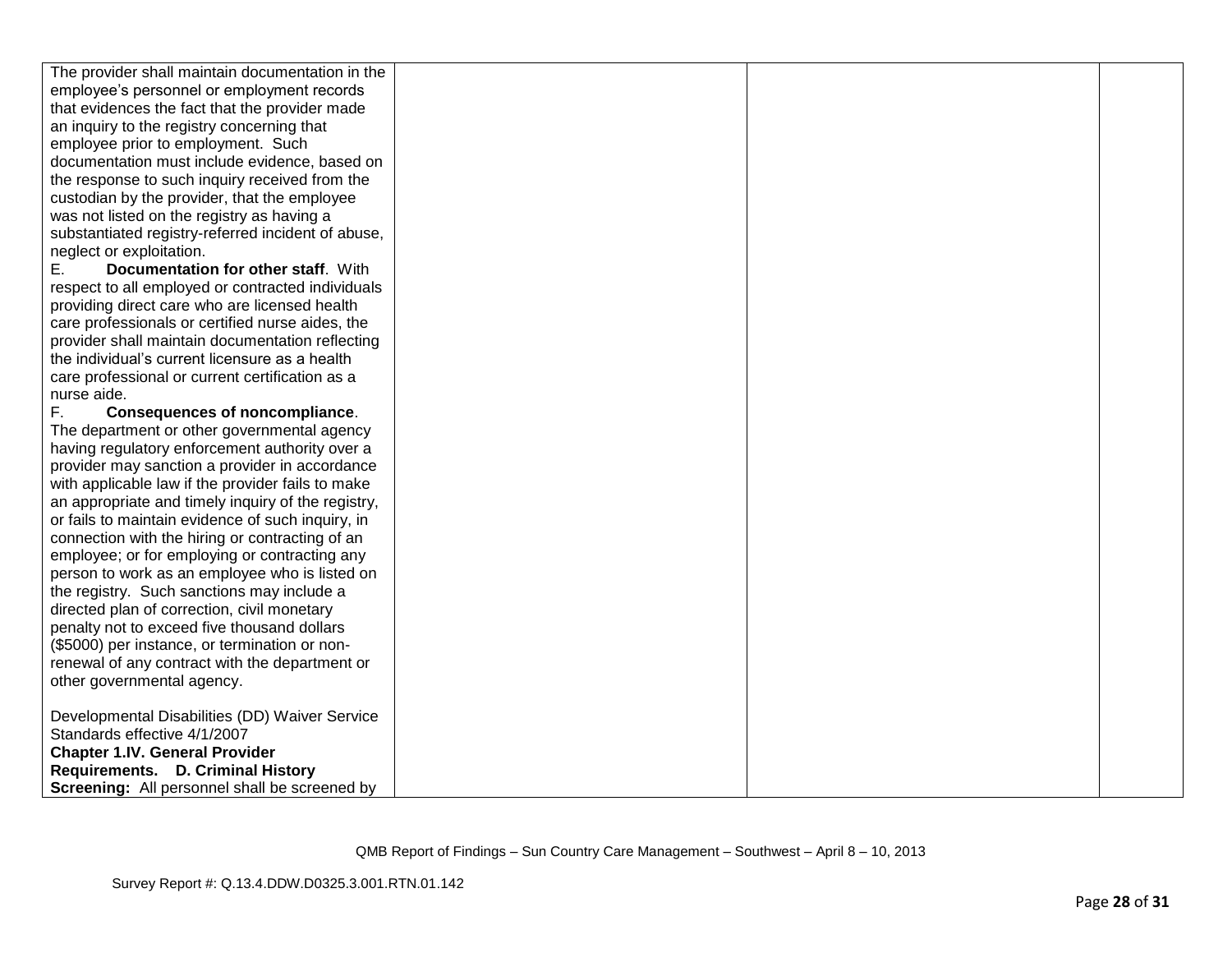| | | | |
|---|---|---|---|
| The provider shall maintain documentation in the employee's personnel or employment records that evidences the fact that the provider made an inquiry to the registry concerning that employee prior to employment. Such documentation must include evidence, based on the response to such inquiry received from the custodian by the provider, that the employee was not listed on the registry as having a substantiated registry-referred incident of abuse, neglect or exploitation.<br>E. **Documentation for other staff**. With respect to all employed or contracted individuals providing direct care who are licensed health care professionals or certified nurse aides, the provider shall maintain documentation reflecting the individual's current licensure as a health care professional or current certification as a nurse aide.<br>F. **Consequences of noncompliance**. The department or other governmental agency having regulatory enforcement authority over a provider may sanction a provider in accordance with applicable law if the provider fails to make an appropriate and timely inquiry of the registry, or fails to maintain evidence of such inquiry, in connection with the hiring or contracting of an employee; or for employing or contracting any person to work as an employee who is listed on the registry. Such sanctions may include a directed plan of correction, civil monetary penalty not to exceed five thousand dollars ($5000) per instance, or termination or non-renewal of any contract with the department or other governmental agency.<br><br>Developmental Disabilities (DD) Waiver Service Standards effective 4/1/2007<br>**Chapter 1.IV. General Provider Requirements. D. Criminal History Screening:** All personnel shall be screened by | | | |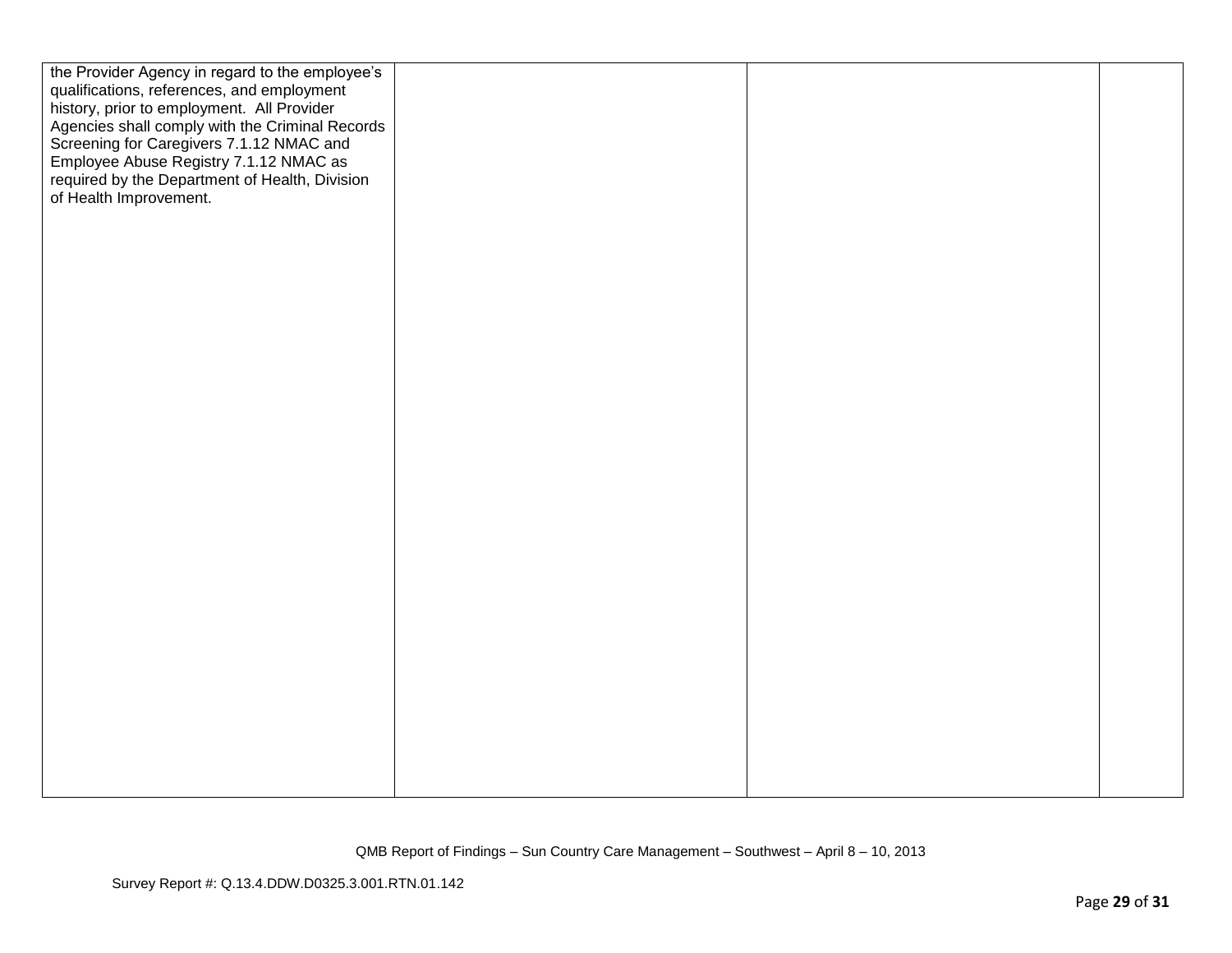| | | | |
|---|---|---|---|
| the Provider Agency in regard to the employee's qualifications, references, and employment history, prior to employment. All Provider Agencies shall comply with the Criminal Records Screening for Caregivers 7.1.12 NMAC and Employee Abuse Registry 7.1.12 NMAC as required by the Department of Health, Division of Health Improvement. | | | |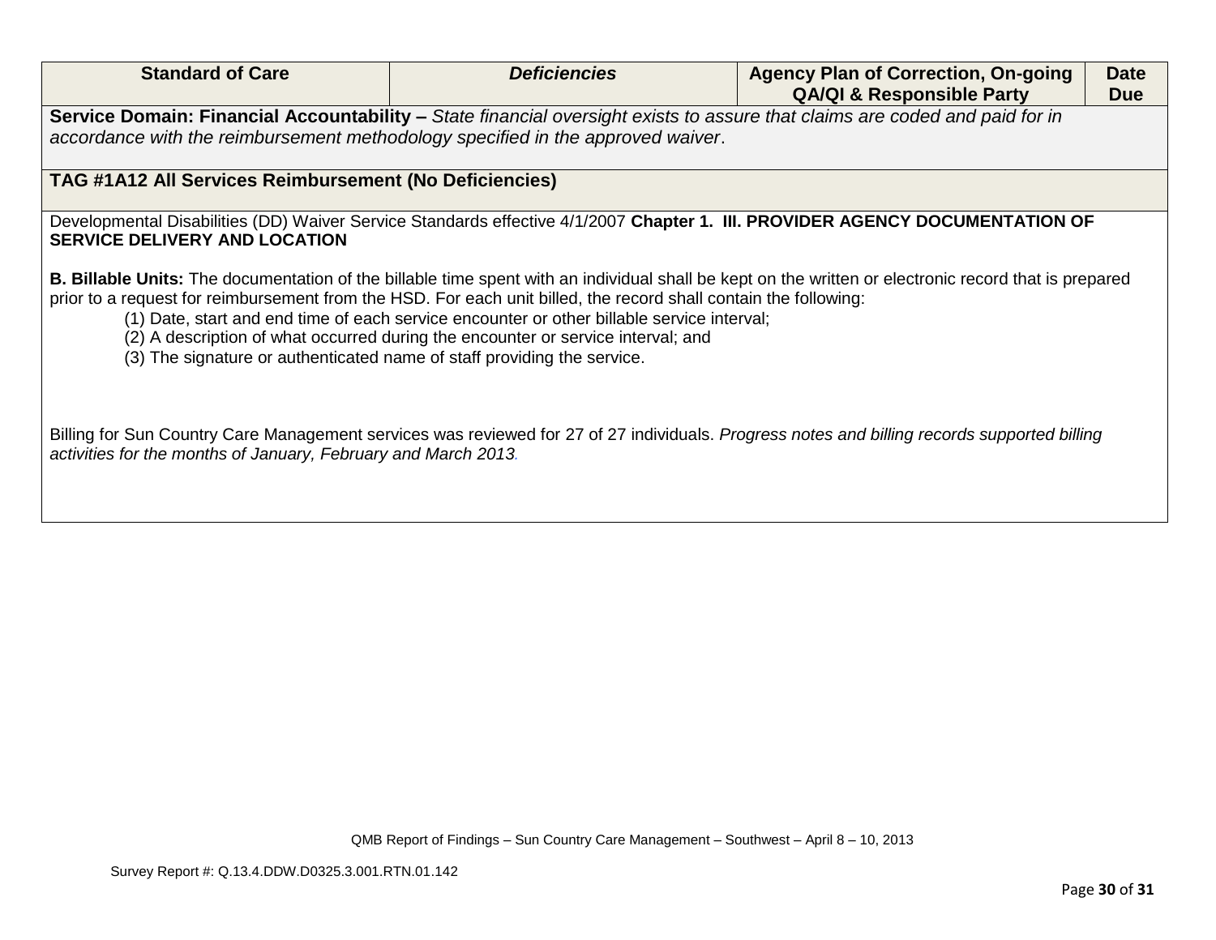| Standard of Care | *Deficiencies* | Agency Plan of Correction, On-going QA/QI & Responsible Party | Date Due |
|---|---|---|---|
| **Service Domain: Financial Accountability –** *State financial oversight exists to assure that claims are coded and paid for in accordance with the reimbursement methodology specified in the approved waiver*. | | | |
| **TAG #1A12 All Services Reimbursement (No Deficiencies)** | | | |
| Developmental Disabilities (DD) Waiver Service Standards effective 4/1/2007 **Chapter 1. III. PROVIDER AGENCY DOCUMENTATION OF SERVICE DELIVERY AND LOCATION**<br><br>**B. Billable Units:** The documentation of the billable time spent with an individual shall be kept on the written or electronic record that is prepared prior to a request for reimbursement from the HSD. For each unit billed, the record shall contain the following:<br>(1) Date, start and end time of each service encounter or other billable service interval;<br>(2) A description of what occurred during the encounter or service interval; and<br>(3) The signature or authenticated name of staff providing the service.<br><br>Billing for Sun Country Care Management services was reviewed for 27 of 27 individuals. *Progress notes and billing records supported billing activities for the months of January, February and March 2013.* | | | |

QMB Report of Findings – Sun Country Care Management – Southwest – April 8 – 10, 2013

Survey Report #: Q.13.4.DDW.D0325.3.001.RTN.01.142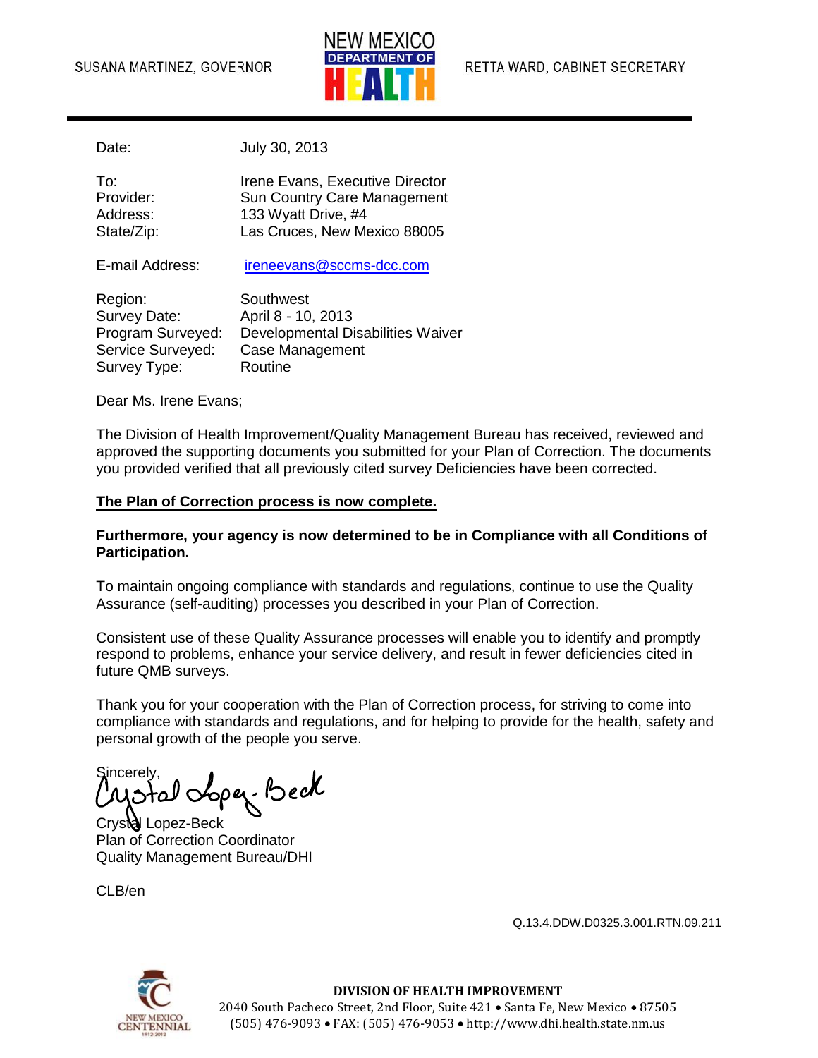SUSANA MARTINEZ, GOVERNOR

NEW MEXICO DEPARTMENT OF HEALTH

RETTA WARD, CABINET SECRETARY

| | |
|---|---|
| Date: | July 30, 2013 |
| To: | Irene Evans, Executive Director |
| Provider: | Sun Country Care Management |
| Address: | 133 Wyatt Drive, #4 |
| State/Zip: | Las Cruces, New Mexico 88005 |
| E-mail Address: | ireneevans@sccms-dcc.com |
| Region: | Southwest |
| Survey Date: | April 8 - 10, 2013 |
| Program Surveyed: | Developmental Disabilities Waiver |
| Service Surveyed: | Case Management |
| Survey Type: | Routine |

Dear Ms. Irene Evans;

The Division of Health Improvement/Quality Management Bureau has received, reviewed and approved the supporting documents you submitted for your Plan of Correction. The documents you provided verified that all previously cited survey Deficiencies have been corrected.

**The Plan of Correction process is now complete.**

**Furthermore, your agency is now determined to be in Compliance with all Conditions of Participation.**

To maintain ongoing compliance with standards and regulations, continue to use the Quality Assurance (self-auditing) processes you described in your Plan of Correction.

Consistent use of these Quality Assurance processes will enable you to identify and promptly respond to problems, enhance your service delivery, and result in fewer deficiencies cited in future QMB surveys.

Thank you for your cooperation with the Plan of Correction process, for striving to come into compliance with standards and regulations, and for helping to provide for the health, safety and personal growth of the people you serve.

Sincerely,

Crystal Lopez-Beck
Plan of Correction Coordinator
Quality Management Bureau/DHI

CLB/en

Q.13.4.DDW.D0325.3.001.RTN.09.211

**DIVISION OF HEALTH IMPROVEMENT**
2040 South Pacheco Street, 2nd Floor, Suite 421 • Santa Fe, New Mexico • 87505
(505) 476-9093 • FAX: (505) 476-9053 • http://www.dhi.health.state.nm.us